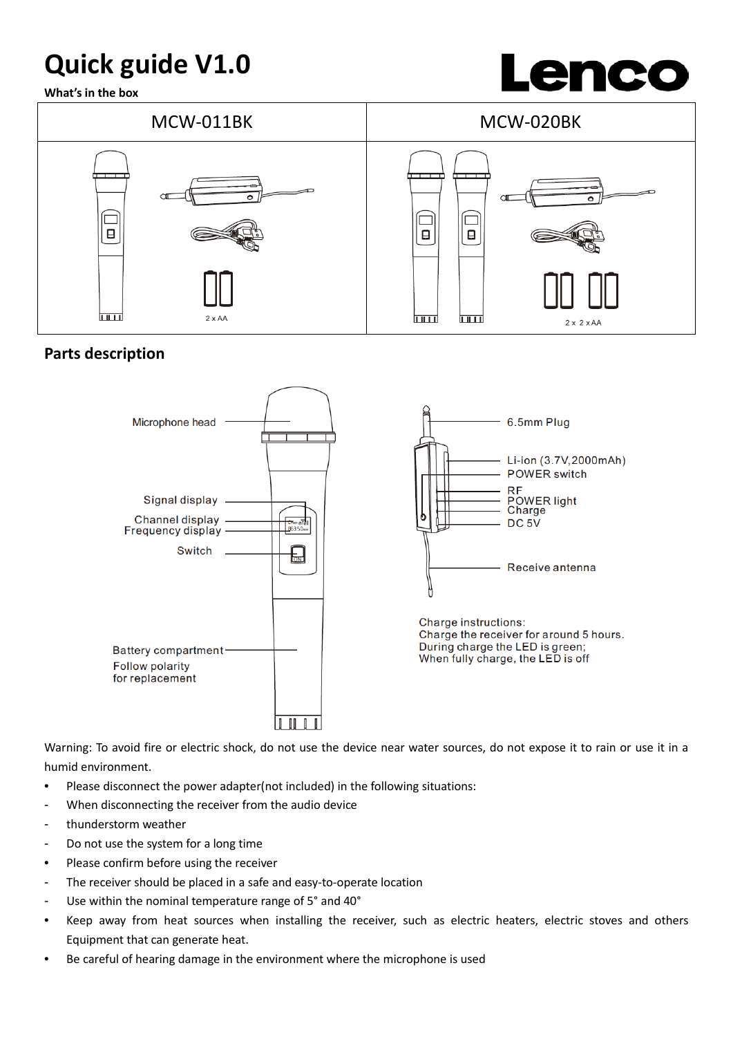# Quick guide V1.0

Lenco

**What's in the box**

| MCW-011BK | MCW-020BK |
| --- | --- |
| 2 x AA | 2 x 2 x AA |

## Parts description

Microphone head

Signal display

Channel display

Frequency display

Switch

Battery compartment

Follow polarity for replacement

6.5mm Plug

Li-ion (3.7V,2000mAh)

POWER switch

RF

POWER light

Charge

DC 5V

Receive antenna

Charge instructions:
Charge the receiver for around 5 hours.
During charge the LED is green;
When fully charge, the LED is off

Warning: To avoid fire or electric shock, do not use the device near water sources, do not expose it to rain or use it in a humid environment.

- Please disconnect the power adapter(not included) in the following situations:
  - When disconnecting the receiver from the audio device
  - thunderstorm weather
  - Do not use the system for a long time
- Please confirm before using the receiver
  - The receiver should be placed in a safe and easy-to-operate location
  - Use within the nominal temperature range of 5° and 40°
- Keep away from heat sources when installing the receiver, such as electric heaters, electric stoves and others Equipment that can generate heat.
- Be careful of hearing damage in the environment where the microphone is used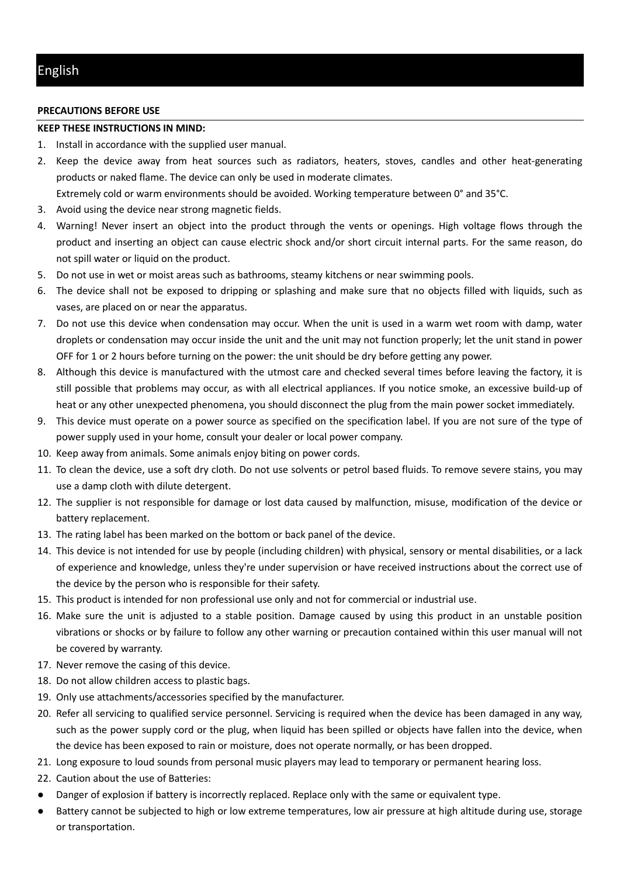# English

**PRECAUTIONS BEFORE USE**

**KEEP THESE INSTRUCTIONS IN MIND:**

1. Install in accordance with the supplied user manual.
2. Keep the device away from heat sources such as radiators, heaters, stoves, candles and other heat-generating products or naked flame. The device can only be used in moderate climates.
   Extremely cold or warm environments should be avoided. Working temperature between 0° and 35°C.
3. Avoid using the device near strong magnetic fields.
4. Warning! Never insert an object into the product through the vents or openings. High voltage flows through the product and inserting an object can cause electric shock and/or short circuit internal parts. For the same reason, do not spill water or liquid on the product.
5. Do not use in wet or moist areas such as bathrooms, steamy kitchens or near swimming pools.
6. The device shall not be exposed to dripping or splashing and make sure that no objects filled with liquids, such as vases, are placed on or near the apparatus.
7. Do not use this device when condensation may occur. When the unit is used in a warm wet room with damp, water droplets or condensation may occur inside the unit and the unit may not function properly; let the unit stand in power OFF for 1 or 2 hours before turning on the power: the unit should be dry before getting any power.
8. Although this device is manufactured with the utmost care and checked several times before leaving the factory, it is still possible that problems may occur, as with all electrical appliances. If you notice smoke, an excessive build-up of heat or any other unexpected phenomena, you should disconnect the plug from the main power socket immediately.
9. This device must operate on a power source as specified on the specification label. If you are not sure of the type of power supply used in your home, consult your dealer or local power company.
10. Keep away from animals. Some animals enjoy biting on power cords.
11. To clean the device, use a soft dry cloth. Do not use solvents or petrol based fluids. To remove severe stains, you may use a damp cloth with dilute detergent.
12. The supplier is not responsible for damage or lost data caused by malfunction, misuse, modification of the device or battery replacement.
13. The rating label has been marked on the bottom or back panel of the device.
14. This device is not intended for use by people (including children) with physical, sensory or mental disabilities, or a lack of experience and knowledge, unless they're under supervision or have received instructions about the correct use of the device by the person who is responsible for their safety.
15. This product is intended for non professional use only and not for commercial or industrial use.
16. Make sure the unit is adjusted to a stable position. Damage caused by using this product in an unstable position vibrations or shocks or by failure to follow any other warning or precaution contained within this user manual will not be covered by warranty.
17. Never remove the casing of this device.
18. Do not allow children access to plastic bags.
19. Only use attachments/accessories specified by the manufacturer.
20. Refer all servicing to qualified service personnel. Servicing is required when the device has been damaged in any way, such as the power supply cord or the plug, when liquid has been spilled or objects have fallen into the device, when the device has been exposed to rain or moisture, does not operate normally, or has been dropped.
21. Long exposure to loud sounds from personal music players may lead to temporary or permanent hearing loss.
22. Caution about the use of Batteries:

- Danger of explosion if battery is incorrectly replaced. Replace only with the same or equivalent type.
- Battery cannot be subjected to high or low extreme temperatures, low air pressure at high altitude during use, storage or transportation.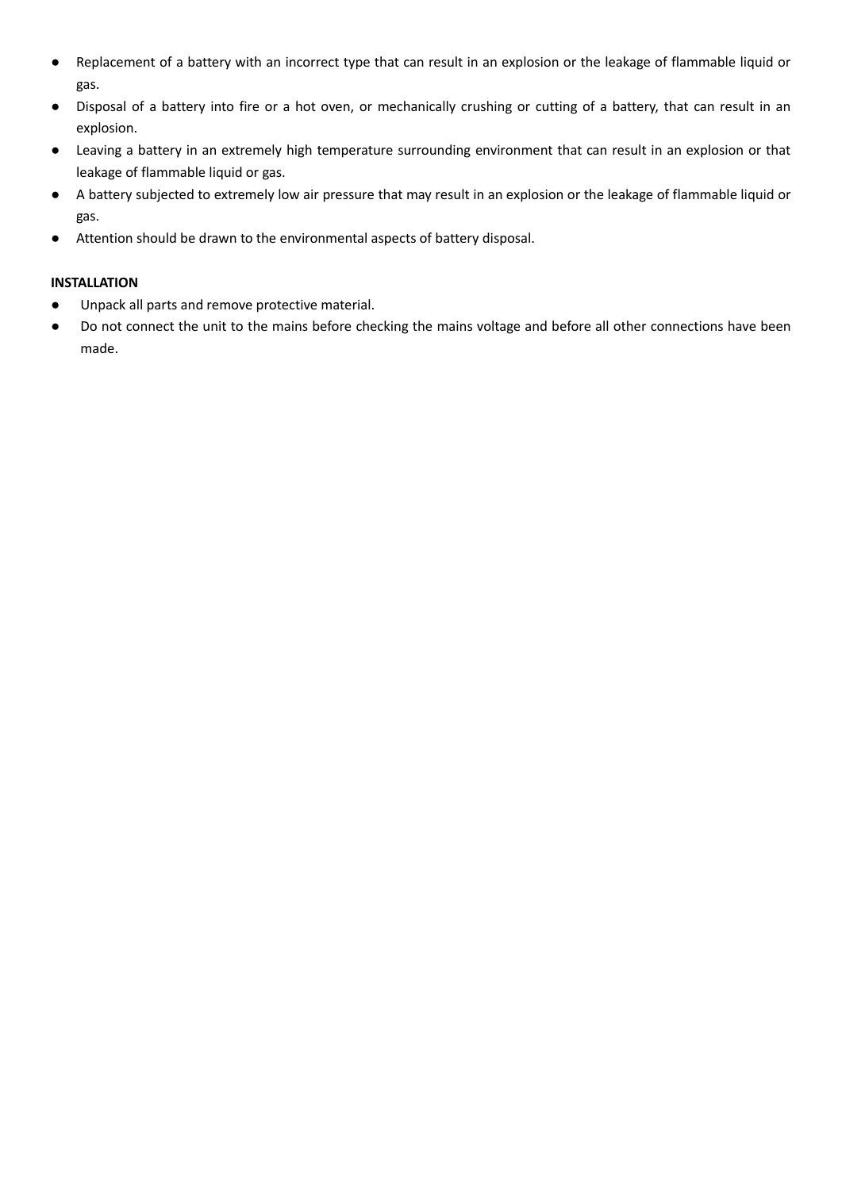- Replacement of a battery with an incorrect type that can result in an explosion or the leakage of flammable liquid or gas.
- Disposal of a battery into fire or a hot oven, or mechanically crushing or cutting of a battery, that can result in an explosion.
- Leaving a battery in an extremely high temperature surrounding environment that can result in an explosion or that leakage of flammable liquid or gas.
- A battery subjected to extremely low air pressure that may result in an explosion or the leakage of flammable liquid or gas.
- Attention should be drawn to the environmental aspects of battery disposal.

**INSTALLATION**

- Unpack all parts and remove protective material.
- Do not connect the unit to the mains before checking the mains voltage and before all other connections have been made.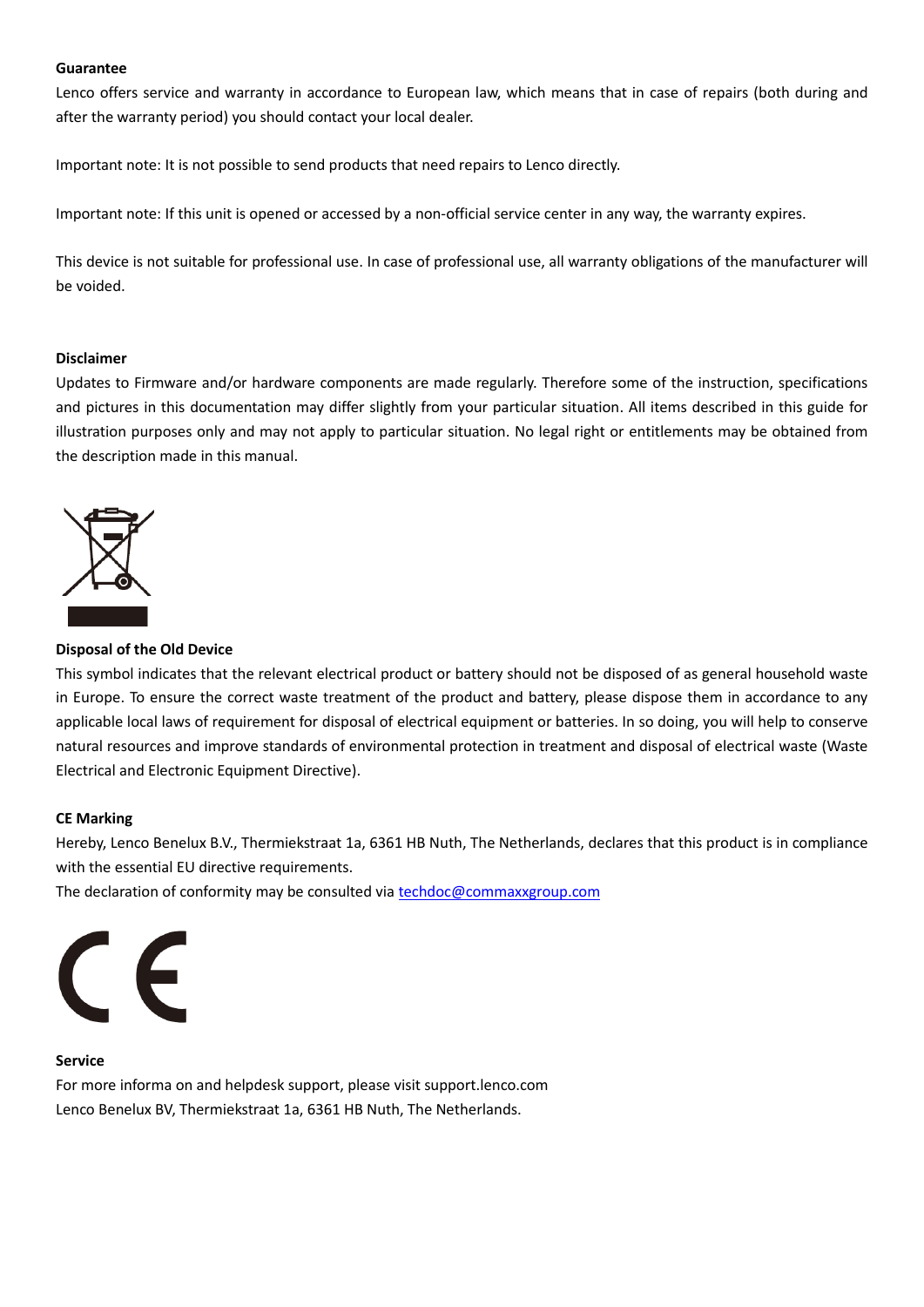**Guarantee**

Lenco offers service and warranty in accordance to European law, which means that in case of repairs (both during and after the warranty period) you should contact your local dealer.

Important note: It is not possible to send products that need repairs to Lenco directly.

Important note: If this unit is opened or accessed by a non-official service center in any way, the warranty expires.

This device is not suitable for professional use. In case of professional use, all warranty obligations of the manufacturer will be voided.

**Disclaimer**

Updates to Firmware and/or hardware components are made regularly. Therefore some of the instruction, specifications and pictures in this documentation may differ slightly from your particular situation. All items described in this guide for illustration purposes only and may not apply to particular situation. No legal right or entitlements may be obtained from the description made in this manual.

**Disposal of the Old Device**

This symbol indicates that the relevant electrical product or battery should not be disposed of as general household waste in Europe. To ensure the correct waste treatment of the product and battery, please dispose them in accordance to any applicable local laws of requirement for disposal of electrical equipment or batteries. In so doing, you will help to conserve natural resources and improve standards of environmental protection in treatment and disposal of electrical waste (Waste Electrical and Electronic Equipment Directive).

**CE Marking**

Hereby, Lenco Benelux B.V., Thermiekstraat 1a, 6361 HB Nuth, The Netherlands, declares that this product is in compliance with the essential EU directive requirements.

The declaration of conformity may be consulted via techdoc@commaxxgroup.com

**Service**

For more informa on and helpdesk support, please visit support.lenco.com

Lenco Benelux BV, Thermiekstraat 1a, 6361 HB Nuth, The Netherlands.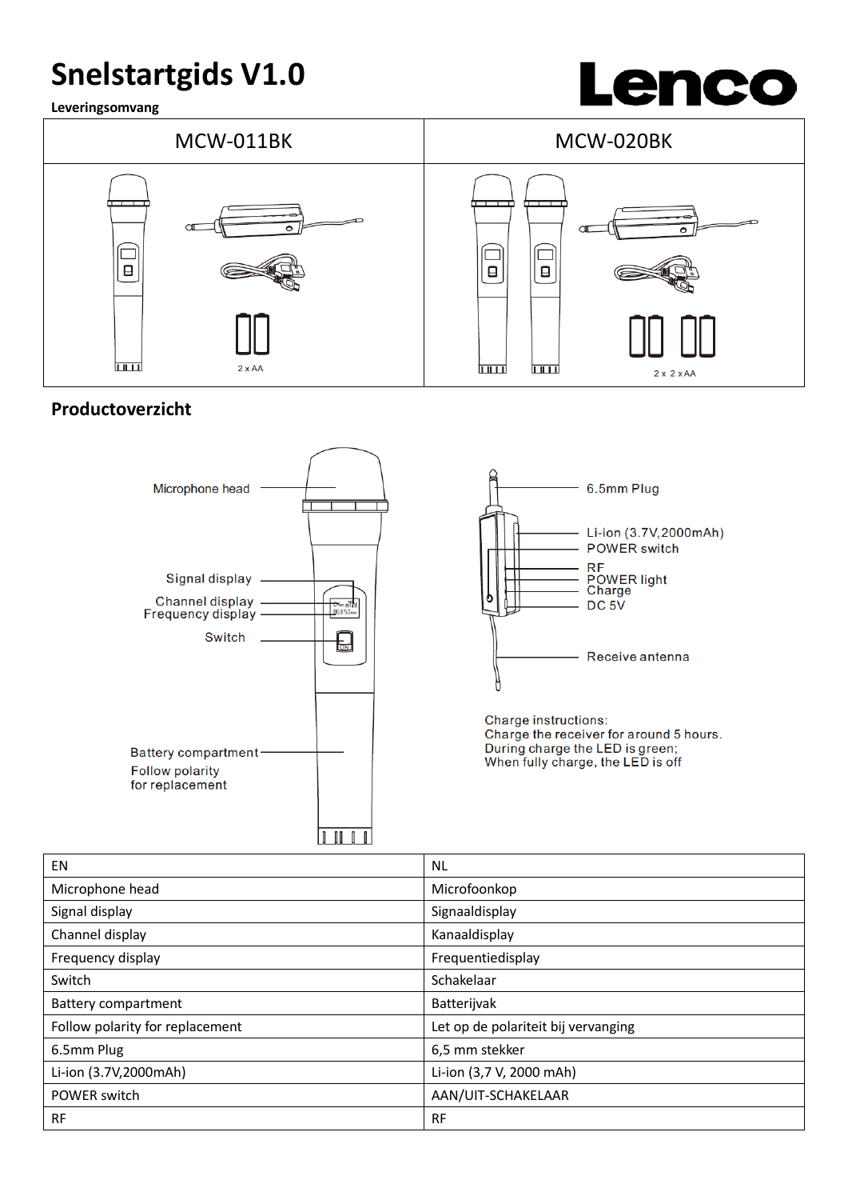# Snelstartgids V1.0

**Leveringsomvang**

| MCW-011BK | MCW-020BK |
|---|---|
| 2 x AA | 2 x 2 x AA |

## Productoverzicht

Microphone head

Signal display

Channel display

Frequency display

Switch

Battery compartment

Follow polarity for replacement

6.5mm Plug

Li-ion (3.7V,2000mAh)

POWER switch

RF

POWER light

Charge

DC 5V

Receive antenna

Charge instructions:
Charge the receiver for around 5 hours.
During charge the LED is green;
When fully charge, the LED is off

| EN | NL |
|---|---|
| Microphone head | Microfoonkop |
| Signal display | Signaaldisplay |
| Channel display | Kanaaldisplay |
| Frequency display | Frequentiedisplay |
| Switch | Schakelaar |
| Battery compartment | Batterijvak |
| Follow polarity for replacement | Let op de polariteit bij vervanging |
| 6.5mm Plug | 6,5 mm stekker |
| Li-ion (3.7V,2000mAh) | Li-ion (3,7 V, 2000 mAh) |
| POWER switch | AAN/UIT-SCHAKELAAR |
| RF | RF |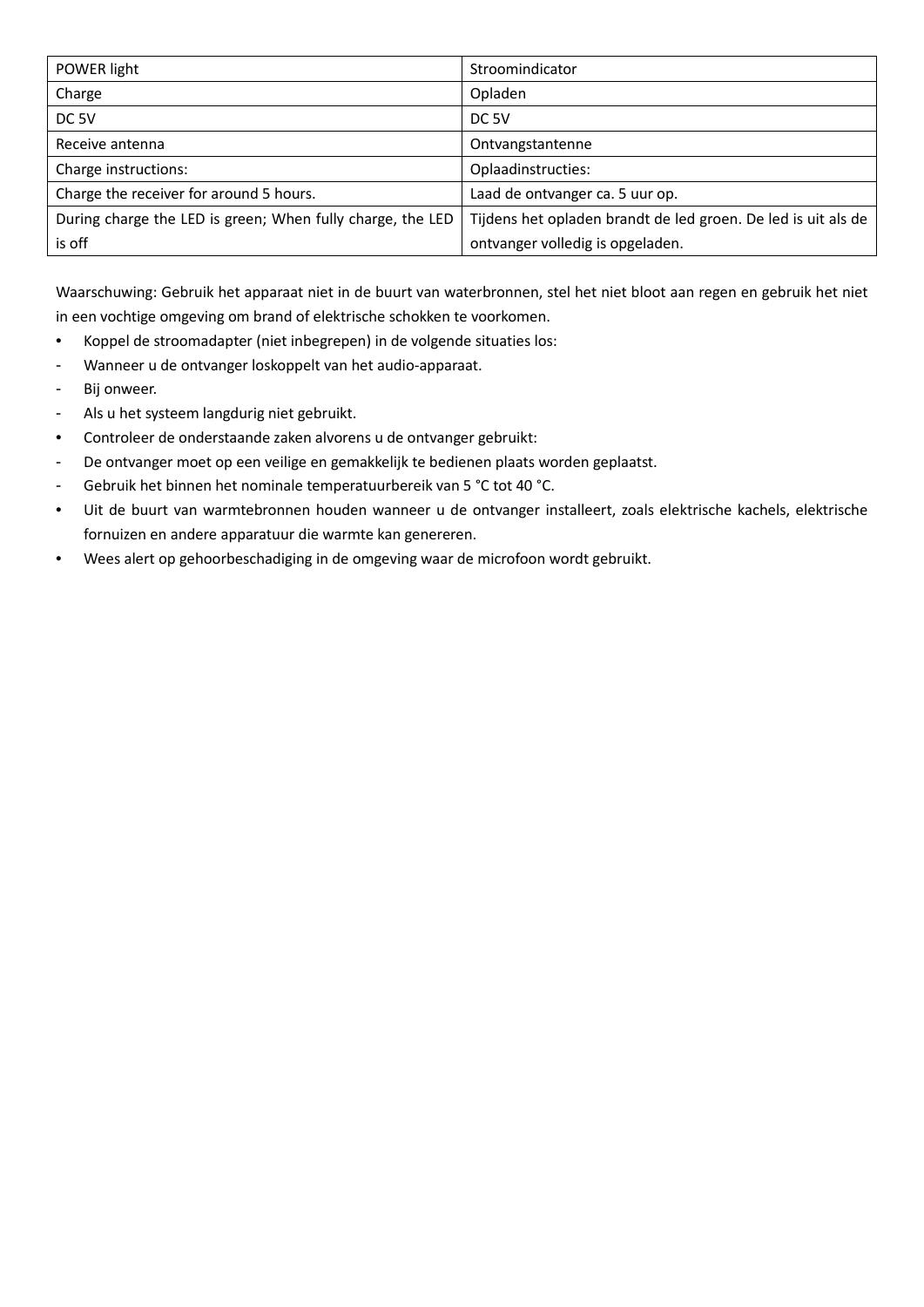| POWER light | Stroomindicator |
| --- | --- |
| Charge | Opladen |
| DC 5V | DC 5V |
| Receive antenna | Ontvangstantenne |
| Charge instructions: | Oplaadinstructies: |
| Charge the receiver for around 5 hours. | Laad de ontvanger ca. 5 uur op. |
| During charge the LED is green; When fully charge, the LED is off | Tijdens het opladen brandt de led groen. De led is uit als de ontvanger volledig is opgeladen. |

Waarschuwing: Gebruik het apparaat niet in de buurt van waterbronnen, stel het niet bloot aan regen en gebruik het niet in een vochtige omgeving om brand of elektrische schokken te voorkomen.

- Koppel de stroomadapter (niet inbegrepen) in de volgende situaties los:
  - Wanneer u de ontvanger loskoppelt van het audio-apparaat.
  - Bij onweer.
  - Als u het systeem langdurig niet gebruikt.
- Controleer de onderstaande zaken alvorens u de ontvanger gebruikt:
  - De ontvanger moet op een veilige en gemakkelijk te bedienen plaats worden geplaatst.
  - Gebruik het binnen het nominale temperatuurbereik van 5 °C tot 40 °C.
- Uit de buurt van warmtebronnen houden wanneer u de ontvanger installeert, zoals elektrische kachels, elektrische fornuizen en andere apparatuur die warmte kan genereren.
- Wees alert op gehoorbeschadiging in de omgeving waar de microfoon wordt gebruikt.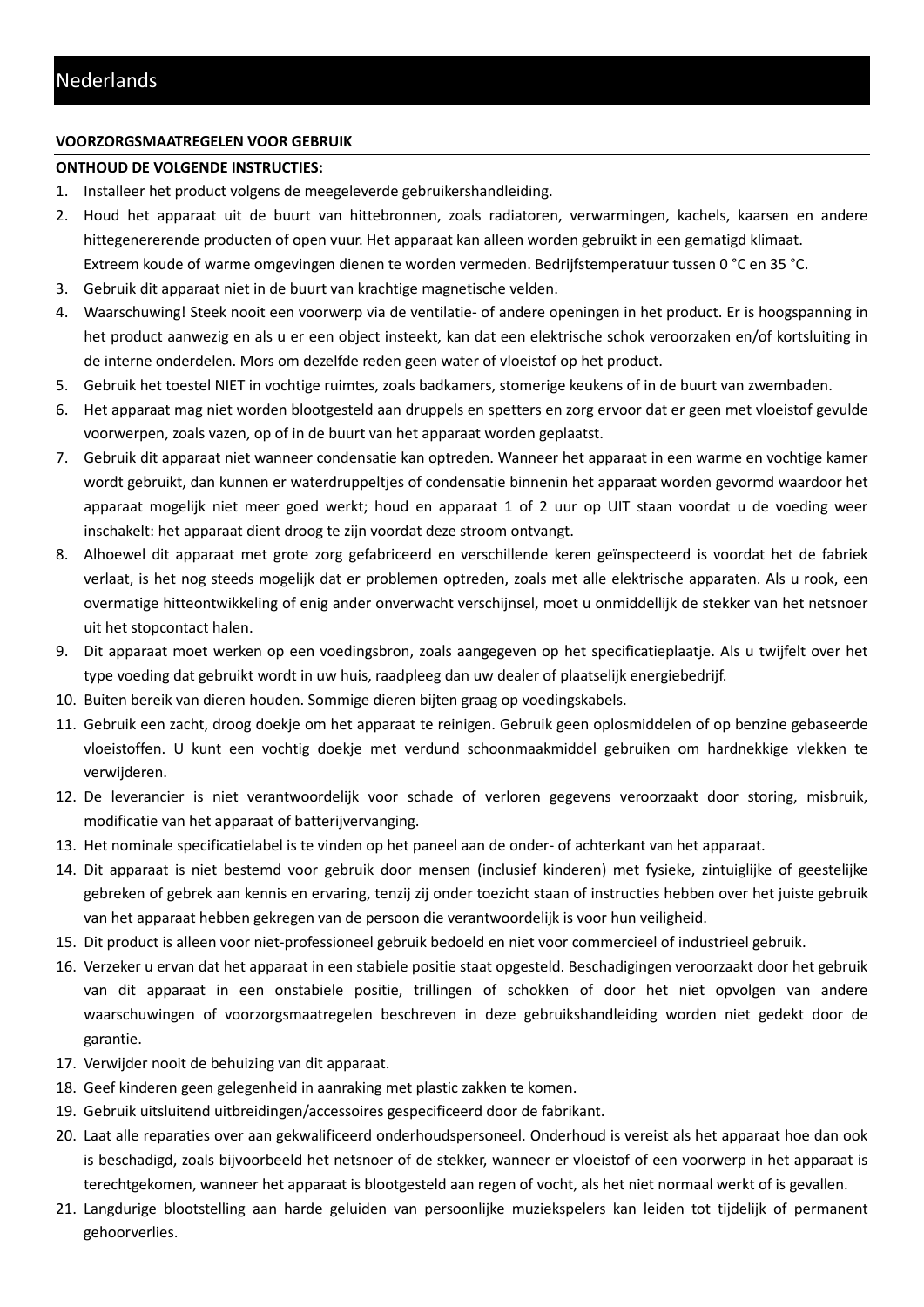# Nederlands

**VOORZORGSMAATREGELEN VOOR GEBRUIK**

**ONTHOUD DE VOLGENDE INSTRUCTIES:**

1. Installeer het product volgens de meegeleverde gebruikershandleiding.
2. Houd het apparaat uit de buurt van hittebronnen, zoals radiatoren, verwarmingen, kachels, kaarsen en andere hittegenererende producten of open vuur. Het apparaat kan alleen worden gebruikt in een gematigd klimaat. Extreem koude of warme omgevingen dienen te worden vermeden. Bedrijfstemperatuur tussen 0 °C en 35 °C.
3. Gebruik dit apparaat niet in de buurt van krachtige magnetische velden.
4. Waarschuwing! Steek nooit een voorwerp via de ventilatie- of andere openingen in het product. Er is hoogspanning in het product aanwezig en als u er een object insteekt, kan dat een elektrische schok veroorzaken en/of kortsluiting in de interne onderdelen. Mors om dezelfde reden geen water of vloeistof op het product.
5. Gebruik het toestel NIET in vochtige ruimtes, zoals badkamers, stomerige keukens of in de buurt van zwembaden.
6. Het apparaat mag niet worden blootgesteld aan druppels en spetters en zorg ervoor dat er geen met vloeistof gevulde voorwerpen, zoals vazen, op of in de buurt van het apparaat worden geplaatst.
7. Gebruik dit apparaat niet wanneer condensatie kan optreden. Wanneer het apparaat in een warme en vochtige kamer wordt gebruikt, dan kunnen er waterdruppeltjes of condensatie binnenin het apparaat worden gevormd waardoor het apparaat mogelijk niet meer goed werkt; houd en apparaat 1 of 2 uur op UIT staan voordat u de voeding weer inschakelt: het apparaat dient droog te zijn voordat deze stroom ontvangt.
8. Alhoewel dit apparaat met grote zorg gefabriceerd en verschillende keren geïnspecteerd is voordat het de fabriek verlaat, is het nog steeds mogelijk dat er problemen optreden, zoals met alle elektrische apparaten. Als u rook, een overmatige hitteontwikkeling of enig ander onverwacht verschijnsel, moet u onmiddellijk de stekker van het netsnoer uit het stopcontact halen.
9. Dit apparaat moet werken op een voedingsbron, zoals aangegeven op het specificatieplaatje. Als u twijfelt over het type voeding dat gebruikt wordt in uw huis, raadpleeg dan uw dealer of plaatselijk energiebedrijf.
10. Buiten bereik van dieren houden. Sommige dieren bijten graag op voedingskabels.
11. Gebruik een zacht, droog doekje om het apparaat te reinigen. Gebruik geen oplosmiddelen of op benzine gebaseerde vloeistoffen. U kunt een vochtig doekje met verdund schoonmaakmiddel gebruiken om hardnekkige vlekken te verwijderen.
12. De leverancier is niet verantwoordelijk voor schade of verloren gegevens veroorzaakt door storing, misbruik, modificatie van het apparaat of batterijvervanging.
13. Het nominale specificatielabel is te vinden op het paneel aan de onder- of achterkant van het apparaat.
14. Dit apparaat is niet bestemd voor gebruik door mensen (inclusief kinderen) met fysieke, zintuiglijke of geestelijke gebreken of gebrek aan kennis en ervaring, tenzij zij onder toezicht staan of instructies hebben over het juiste gebruik van het apparaat hebben gekregen van de persoon die verantwoordelijk is voor hun veiligheid.
15. Dit product is alleen voor niet-professioneel gebruik bedoeld en niet voor commercieel of industrieel gebruik.
16. Verzeker u ervan dat het apparaat in een stabiele positie staat opgesteld. Beschadigingen veroorzaakt door het gebruik van dit apparaat in een onstabiele positie, trillingen of schokken of door het niet opvolgen van andere waarschuwingen of voorzorgsmaatregelen beschreven in deze gebruikshandleiding worden niet gedekt door de garantie.
17. Verwijder nooit de behuizing van dit apparaat.
18. Geef kinderen geen gelegenheid in aanraking met plastic zakken te komen.
19. Gebruik uitsluitend uitbreidingen/accessoires gespecificeerd door de fabrikant.
20. Laat alle reparaties over aan gekwalificeerd onderhoudspersoneel. Onderhoud is vereist als het apparaat hoe dan ook is beschadigd, zoals bijvoorbeeld het netsnoer of de stekker, wanneer er vloeistof of een voorwerp in het apparaat is terechtgekomen, wanneer het apparaat is blootgesteld aan regen of vocht, als het niet normaal werkt of is gevallen.
21. Langdurige blootstelling aan harde geluiden van persoonlijke muziekspelers kan leiden tot tijdelijk of permanent gehoorverlies.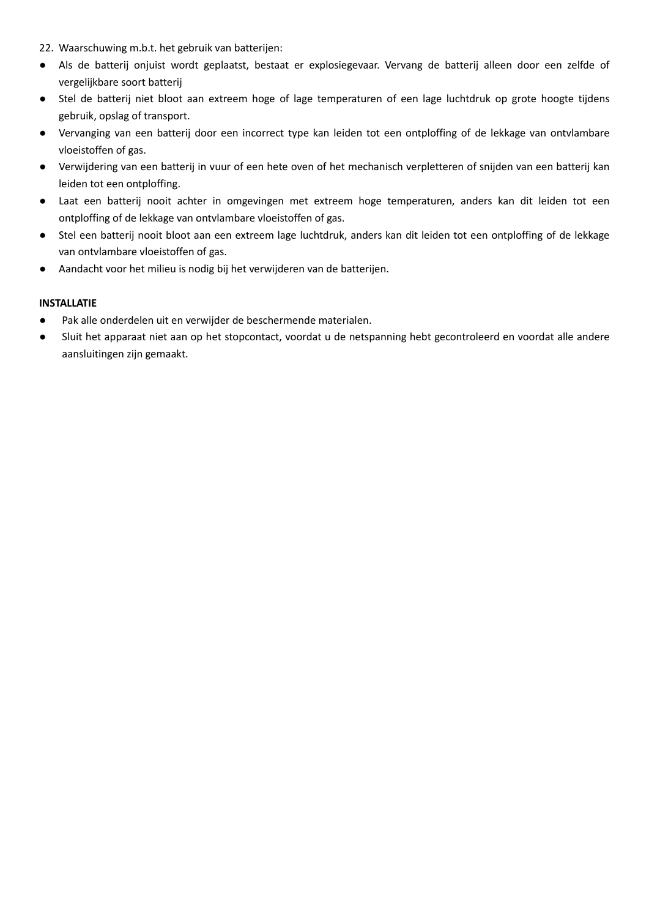22. Waarschuwing m.b.t. het gebruik van batterijen:

- Als de batterij onjuist wordt geplaatst, bestaat er explosiegevaar. Vervang de batterij alleen door een zelfde of vergelijkbare soort batterij
- Stel de batterij niet bloot aan extreem hoge of lage temperaturen of een lage luchtdruk op grote hoogte tijdens gebruik, opslag of transport.
- Vervanging van een batterij door een incorrect type kan leiden tot een ontploffing of de lekkage van ontvlambare vloeistoffen of gas.
- Verwijdering van een batterij in vuur of een hete oven of het mechanisch verpletteren of snijden van een batterij kan leiden tot een ontploffing.
- Laat een batterij nooit achter in omgevingen met extreem hoge temperaturen, anders kan dit leiden tot een ontploffing of de lekkage van ontvlambare vloeistoffen of gas.
- Stel een batterij nooit bloot aan een extreem lage luchtdruk, anders kan dit leiden tot een ontploffing of de lekkage van ontvlambare vloeistoffen of gas.
- Aandacht voor het milieu is nodig bij het verwijderen van de batterijen.

**INSTALLATIE**

- Pak alle onderdelen uit en verwijder de beschermende materialen.
- Sluit het apparaat niet aan op het stopcontact, voordat u de netspanning hebt gecontroleerd en voordat alle andere aansluitingen zijn gemaakt.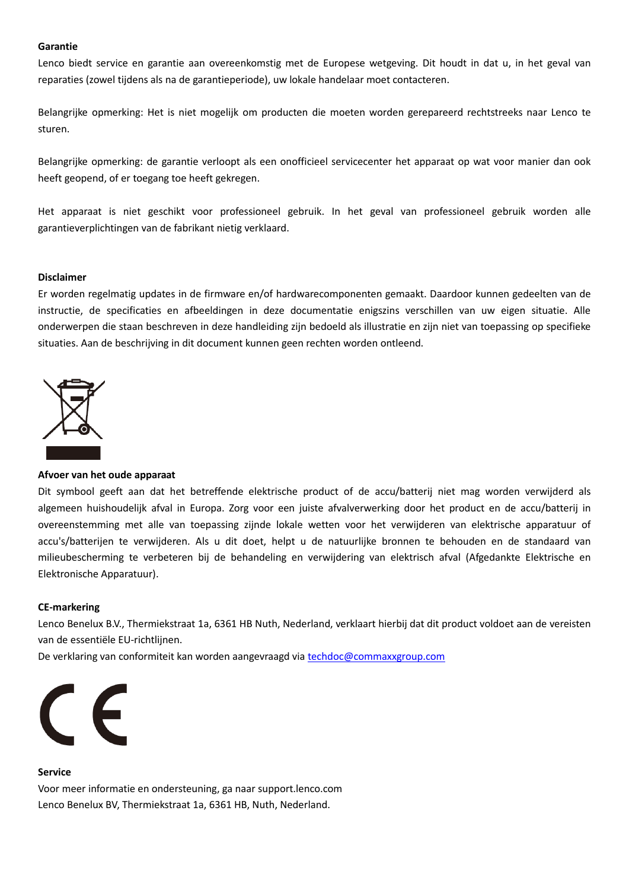**Garantie**

Lenco biedt service en garantie aan overeenkomstig met de Europese wetgeving. Dit houdt in dat u, in het geval van reparaties (zowel tijdens als na de garantieperiode), uw lokale handelaar moet contacteren.

Belangrijke opmerking: Het is niet mogelijk om producten die moeten worden gerepareerd rechtstreeks naar Lenco te sturen.

Belangrijke opmerking: de garantie verloopt als een onofficieel servicecenter het apparaat op wat voor manier dan ook heeft geopend, of er toegang toe heeft gekregen.

Het apparaat is niet geschikt voor professioneel gebruik. In het geval van professioneel gebruik worden alle garantieverplichtingen van de fabrikant nietig verklaard.

**Disclaimer**

Er worden regelmatig updates in de firmware en/of hardwarecomponenten gemaakt. Daardoor kunnen gedeelten van de instructie, de specificaties en afbeeldingen in deze documentatie enigszins verschillen van uw eigen situatie. Alle onderwerpen die staan beschreven in deze handleiding zijn bedoeld als illustratie en zijn niet van toepassing op specifieke situaties. Aan de beschrijving in dit document kunnen geen rechten worden ontleend.

**Afvoer van het oude apparaat**

Dit symbool geeft aan dat het betreffende elektrische product of de accu/batterij niet mag worden verwijderd als algemeen huishoudelijk afval in Europa. Zorg voor een juiste afvalverwerking door het product en de accu/batterij in overeenstemming met alle van toepassing zijnde lokale wetten voor het verwijderen van elektrische apparatuur of accu's/batterijen te verwijderen. Als u dit doet, helpt u de natuurlijke bronnen te behouden en de standaard van milieubescherming te verbeteren bij de behandeling en verwijdering van elektrisch afval (Afgedankte Elektrische en Elektronische Apparatuur).

**CE-markering**

Lenco Benelux B.V., Thermiekstraat 1a, 6361 HB Nuth, Nederland, verklaart hierbij dat dit product voldoet aan de vereisten van de essentiële EU-richtlijnen.

De verklaring van conformiteit kan worden aangevraagd via techdoc@commaxxgroup.com

**Service**

Voor meer informatie en ondersteuning, ga naar support.lenco.com

Lenco Benelux BV, Thermiekstraat 1a, 6361 HB, Nuth, Nederland.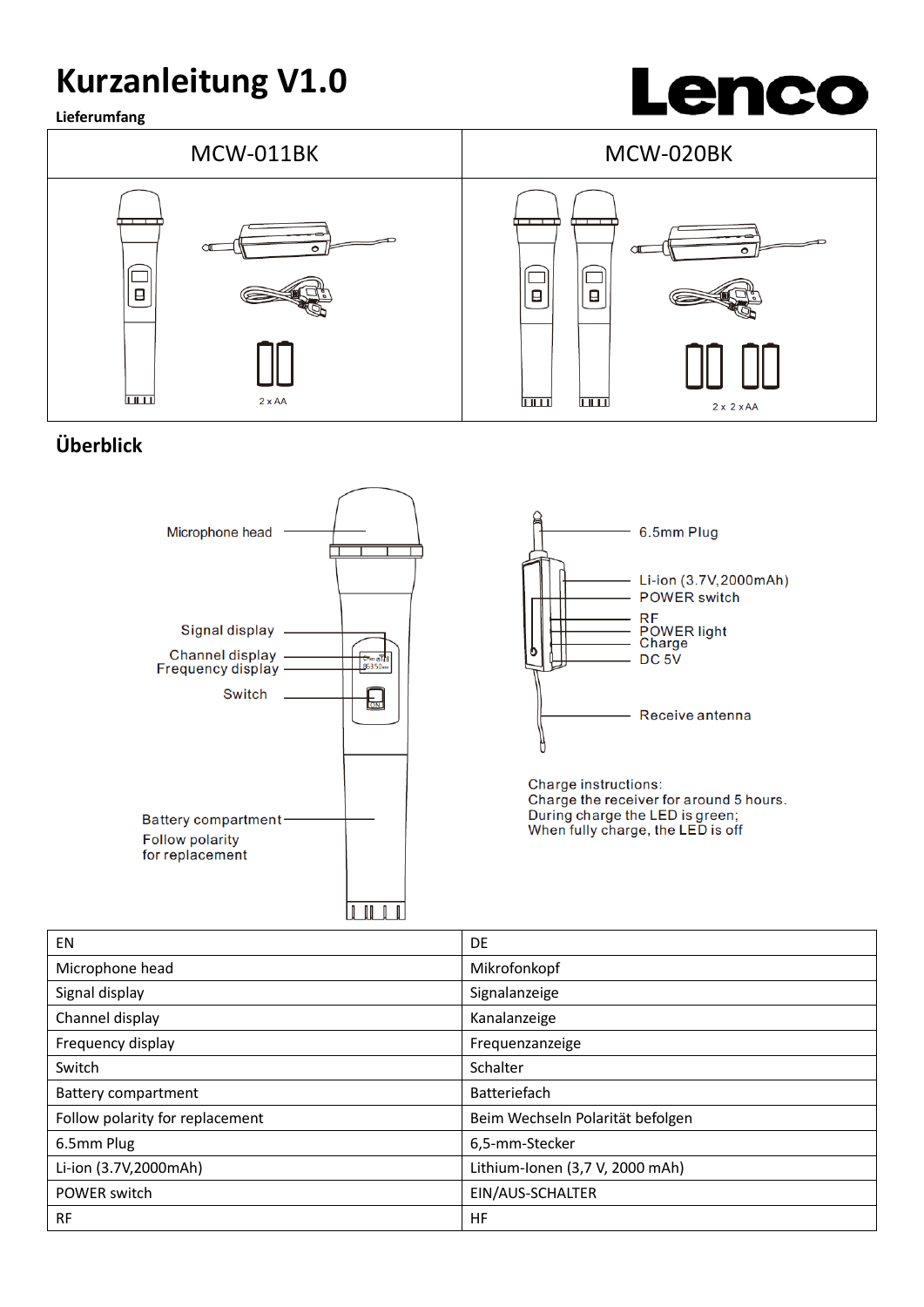# Kurzanleitung V1.0

**Lieferumfang**

| MCW-011BK | MCW-020BK |
|---|---|
| 2 x AA | 2 x 2 x AA |

## Überblick

Microphone head

Signal display

Channel display

Frequency display

Switch

Battery compartment

Follow polarity for replacement

6.5mm Plug

Li-ion (3.7V,2000mAh)

POWER switch

RF

POWER light

Charge

DC 5V

Receive antenna

Charge instructions:
Charge the receiver for around 5 hours.
During charge the LED is green;
When fully charge, the LED is off

| EN | DE |
|---|---|
| Microphone head | Mikrofonkopf |
| Signal display | Signalanzeige |
| Channel display | Kanalanzeige |
| Frequency display | Frequenzanzeige |
| Switch | Schalter |
| Battery compartment | Batteriefach |
| Follow polarity for replacement | Beim Wechseln Polarität befolgen |
| 6.5mm Plug | 6,5-mm-Stecker |
| Li-ion (3.7V,2000mAh) | Lithium-Ionen (3,7 V, 2000 mAh) |
| POWER switch | EIN/AUS-SCHALTER |
| RF | HF |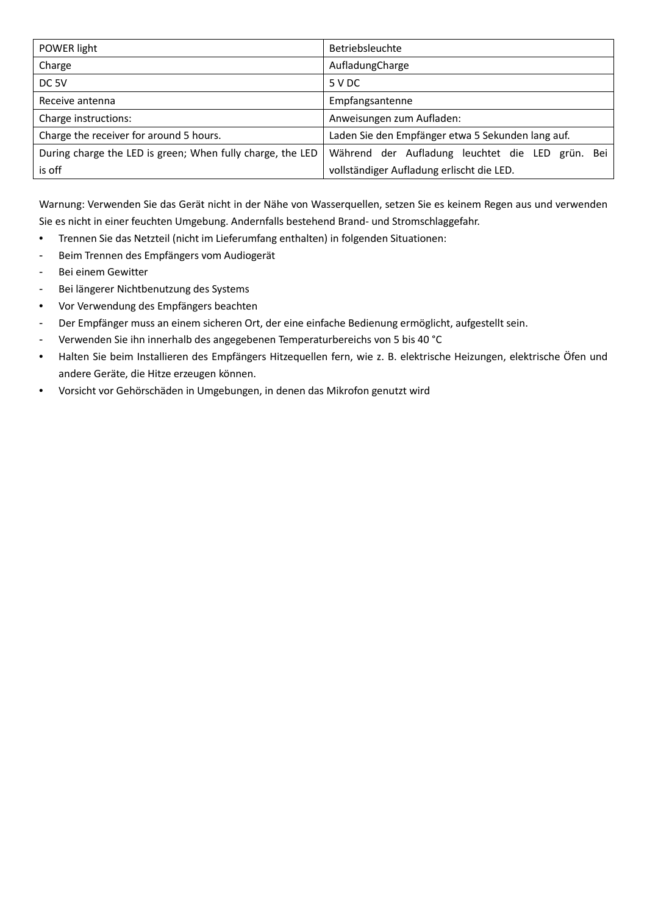| POWER light | Betriebsleuchte |
|---|---|
| Charge | AufladungCharge |
| DC 5V | 5 V DC |
| Receive antenna | Empfangsantenne |
| Charge instructions: | Anweisungen zum Aufladen: |
| Charge the receiver for around 5 hours. | Laden Sie den Empfänger etwa 5 Sekunden lang auf. |
| During charge the LED is green; When fully charge, the LED is off | Während der Aufladung leuchtet die LED grün. Bei vollständiger Aufladung erlischt die LED. |

Warnung: Verwenden Sie das Gerät nicht in der Nähe von Wasserquellen, setzen Sie es keinem Regen aus und verwenden Sie es nicht in einer feuchten Umgebung. Andernfalls bestehend Brand- und Stromschlaggefahr.

- Trennen Sie das Netzteil (nicht im Lieferumfang enthalten) in folgenden Situationen:
  - Beim Trennen des Empfängers vom Audiogerät
  - Bei einem Gewitter
  - Bei längerer Nichtbenutzung des Systems
- Vor Verwendung des Empfängers beachten
  - Der Empfänger muss an einem sicheren Ort, der eine einfache Bedienung ermöglicht, aufgestellt sein.
  - Verwenden Sie ihn innerhalb des angegebenen Temperaturbereichs von 5 bis 40 °C
- Halten Sie beim Installieren des Empfängers Hitzequellen fern, wie z. B. elektrische Heizungen, elektrische Öfen und andere Geräte, die Hitze erzeugen können.
- Vorsicht vor Gehörschäden in Umgebungen, in denen das Mikrofon genutzt wird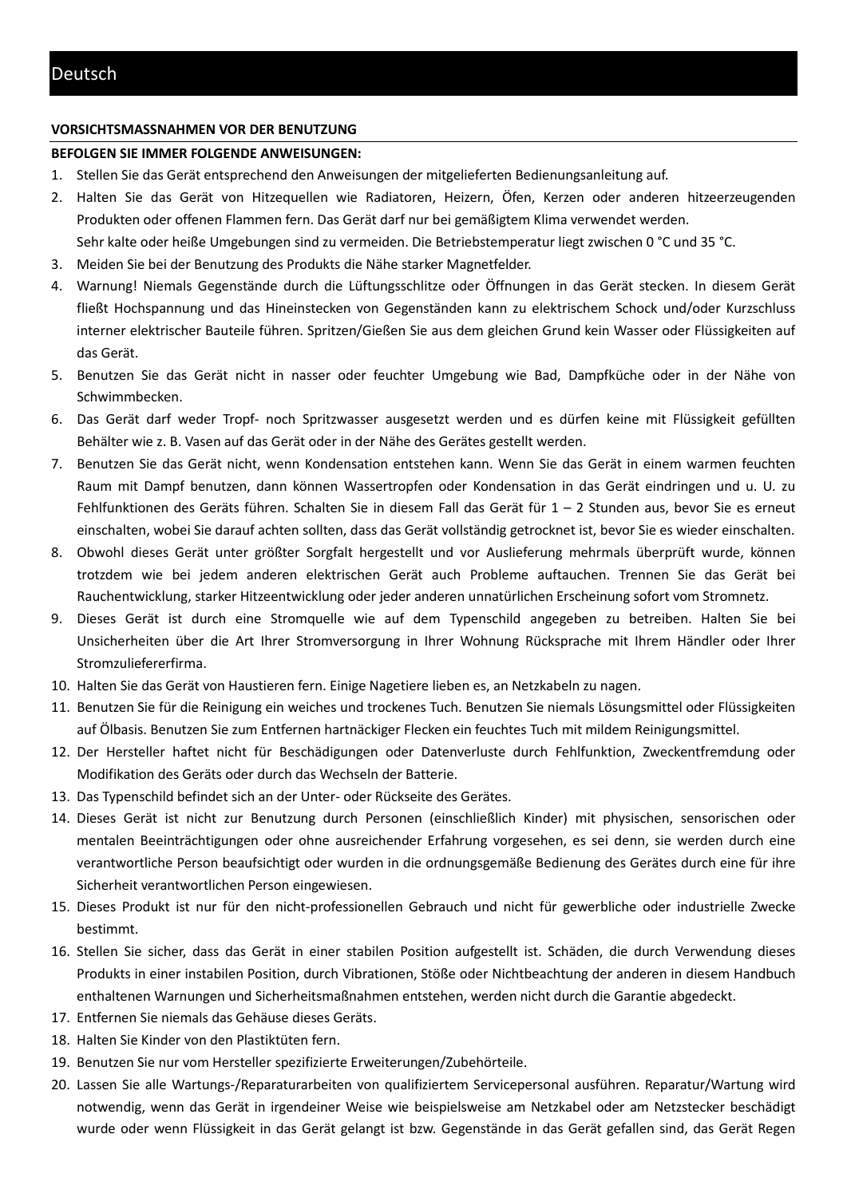# Deutsch

**VORSICHTSMASSNAHMEN VOR DER BENUTZUNG**

**BEFOLGEN SIE IMMER FOLGENDE ANWEISUNGEN:**

1. Stellen Sie das Gerät entsprechend den Anweisungen der mitgelieferten Bedienungsanleitung auf.
2. Halten Sie das Gerät von Hitzequellen wie Radiatoren, Heizern, Öfen, Kerzen oder anderen hitzeerzeugenden Produkten oder offenen Flammen fern. Das Gerät darf nur bei gemäßigtem Klima verwendet werden.
   Sehr kalte oder heiße Umgebungen sind zu vermeiden. Die Betriebstemperatur liegt zwischen 0 °C und 35 °C.
3. Meiden Sie bei der Benutzung des Produkts die Nähe starker Magnetfelder.
4. Warnung! Niemals Gegenstände durch die Lüftungsschlitze oder Öffnungen in das Gerät stecken. In diesem Gerät fließt Hochspannung und das Hineinstecken von Gegenständen kann zu elektrischem Schock und/oder Kurzschluss interner elektrischer Bauteile führen. Spritzen/Gießen Sie aus dem gleichen Grund kein Wasser oder Flüssigkeiten auf das Gerät.
5. Benutzen Sie das Gerät nicht in nasser oder feuchter Umgebung wie Bad, Dampfküche oder in der Nähe von Schwimmbecken.
6. Das Gerät darf weder Tropf- noch Spritzwasser ausgesetzt werden und es dürfen keine mit Flüssigkeit gefüllten Behälter wie z. B. Vasen auf das Gerät oder in der Nähe des Gerätes gestellt werden.
7. Benutzen Sie das Gerät nicht, wenn Kondensation entstehen kann. Wenn Sie das Gerät in einem warmen feuchten Raum mit Dampf benutzen, dann können Wassertropfen oder Kondensation in das Gerät eindringen und u. U. zu Fehlfunktionen des Geräts führen. Schalten Sie in diesem Fall das Gerät für 1 – 2 Stunden aus, bevor Sie es erneut einschalten, wobei Sie darauf achten sollten, dass das Gerät vollständig getrocknet ist, bevor Sie es wieder einschalten.
8. Obwohl dieses Gerät unter größter Sorgfalt hergestellt und vor Auslieferung mehrmals überprüft wurde, können trotzdem wie bei jedem anderen elektrischen Gerät auch Probleme auftauchen. Trennen Sie das Gerät bei Rauchentwicklung, starker Hitzeentwicklung oder jeder anderen unnatürlichen Erscheinung sofort vom Stromnetz.
9. Dieses Gerät ist durch eine Stromquelle wie auf dem Typenschild angegeben zu betreiben. Halten Sie bei Unsicherheiten über die Art Ihrer Stromversorgung in Ihrer Wohnung Rücksprache mit Ihrem Händler oder Ihrer Stromzuliefererfirma.
10. Halten Sie das Gerät von Haustieren fern. Einige Nagetiere lieben es, an Netzkabeln zu nagen.
11. Benutzen Sie für die Reinigung ein weiches und trockenes Tuch. Benutzen Sie niemals Lösungsmittel oder Flüssigkeiten auf Ölbasis. Benutzen Sie zum Entfernen hartnäckiger Flecken ein feuchtes Tuch mit mildem Reinigungsmittel.
12. Der Hersteller haftet nicht für Beschädigungen oder Datenverluste durch Fehlfunktion, Zweckentfremdung oder Modifikation des Geräts oder durch das Wechseln der Batterie.
13. Das Typenschild befindet sich an der Unter- oder Rückseite des Gerätes.
14. Dieses Gerät ist nicht zur Benutzung durch Personen (einschließlich Kinder) mit physischen, sensorischen oder mentalen Beeinträchtigungen oder ohne ausreichender Erfahrung vorgesehen, es sei denn, sie werden durch eine verantwortliche Person beaufsichtigt oder wurden in die ordnungsgemäße Bedienung des Gerätes durch eine für ihre Sicherheit verantwortlichen Person eingewiesen.
15. Dieses Produkt ist nur für den nicht-professionellen Gebrauch und nicht für gewerbliche oder industrielle Zwecke bestimmt.
16. Stellen Sie sicher, dass das Gerät in einer stabilen Position aufgestellt ist. Schäden, die durch Verwendung dieses Produkts in einer instabilen Position, durch Vibrationen, Stöße oder Nichtbeachtung der anderen in diesem Handbuch enthaltenen Warnungen und Sicherheitsmaßnahmen entstehen, werden nicht durch die Garantie abgedeckt.
17. Entfernen Sie niemals das Gehäuse dieses Geräts.
18. Halten Sie Kinder von den Plastiktüten fern.
19. Benutzen Sie nur vom Hersteller spezifizierte Erweiterungen/Zubehörteile.
20. Lassen Sie alle Wartungs-/Reparaturarbeiten von qualifiziertem Servicepersonal ausführen. Reparatur/Wartung wird notwendig, wenn das Gerät in irgendeiner Weise wie beispielsweise am Netzkabel oder am Netzstecker beschädigt wurde oder wenn Flüssigkeit in das Gerät gelangt ist bzw. Gegenstände in das Gerät gefallen sind, das Gerät Regen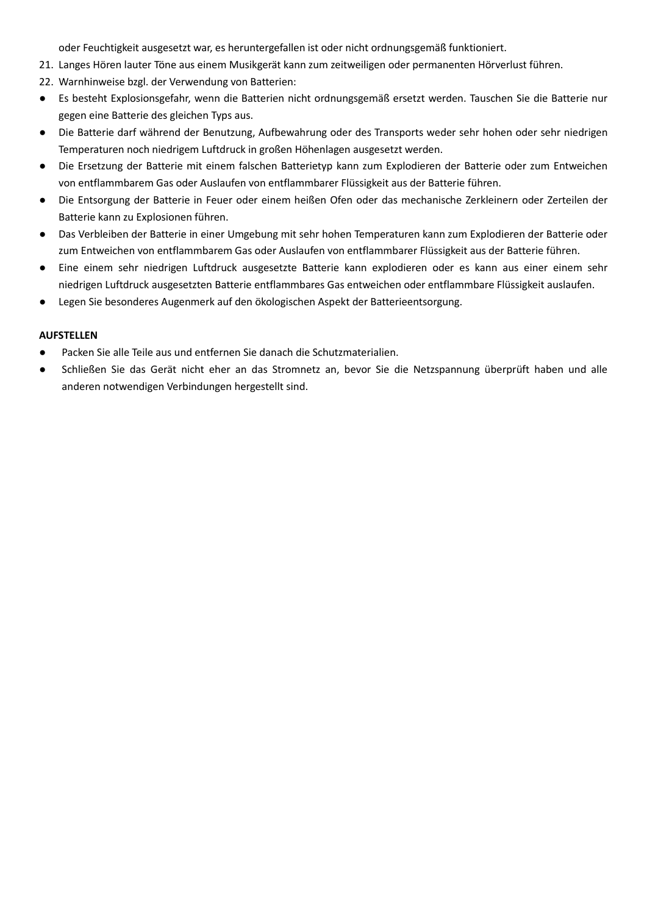oder Feuchtigkeit ausgesetzt war, es heruntergefallen ist oder nicht ordnungsgemäß funktioniert.

21. Langes Hören lauter Töne aus einem Musikgerät kann zum zeitweiligen oder permanenten Hörverlust führen.
22. Warnhinweise bzgl. der Verwendung von Batterien:

- Es besteht Explosionsgefahr, wenn die Batterien nicht ordnungsgemäß ersetzt werden. Tauschen Sie die Batterie nur gegen eine Batterie des gleichen Typs aus.
- Die Batterie darf während der Benutzung, Aufbewahrung oder des Transports weder sehr hohen oder sehr niedrigen Temperaturen noch niedrigem Luftdruck in großen Höhenlagen ausgesetzt werden.
- Die Ersetzung der Batterie mit einem falschen Batterietyp kann zum Explodieren der Batterie oder zum Entweichen von entflammbarem Gas oder Auslaufen von entflammbarer Flüssigkeit aus der Batterie führen.
- Die Entsorgung der Batterie in Feuer oder einem heißen Ofen oder das mechanische Zerkleinern oder Zerteilen der Batterie kann zu Explosionen führen.
- Das Verbleiben der Batterie in einer Umgebung mit sehr hohen Temperaturen kann zum Explodieren der Batterie oder zum Entweichen von entflammbarem Gas oder Auslaufen von entflammbarer Flüssigkeit aus der Batterie führen.
- Eine einem sehr niedrigen Luftdruck ausgesetzte Batterie kann explodieren oder es kann aus einer einem sehr niedrigen Luftdruck ausgesetzten Batterie entflammbares Gas entweichen oder entflammbare Flüssigkeit auslaufen.
- Legen Sie besonderes Augenmerk auf den ökologischen Aspekt der Batterieentsorgung.

**AUFSTELLEN**

- Packen Sie alle Teile aus und entfernen Sie danach die Schutzmaterialien.
- Schließen Sie das Gerät nicht eher an das Stromnetz an, bevor Sie die Netzspannung überprüft haben und alle anderen notwendigen Verbindungen hergestellt sind.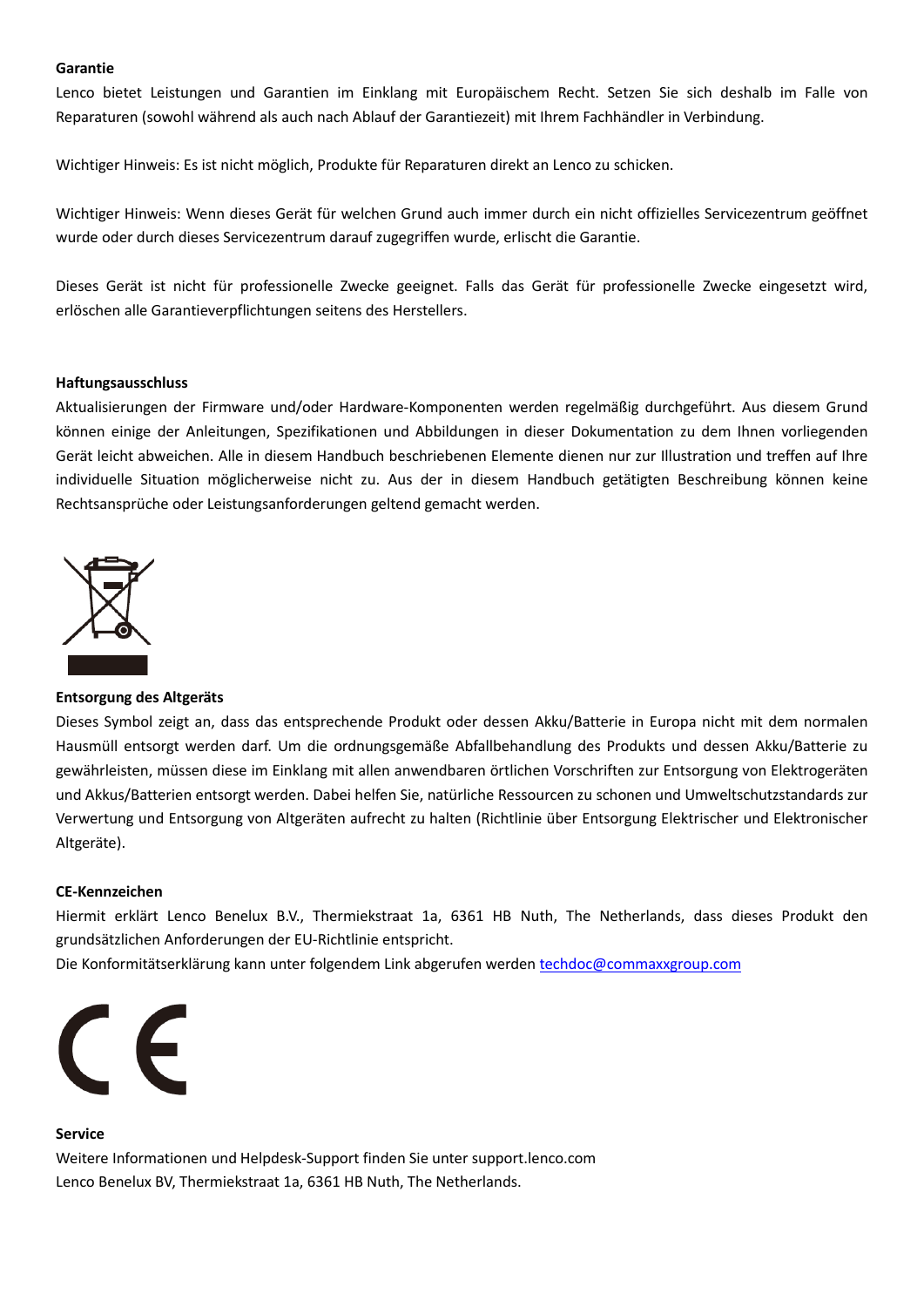**Garantie**

Lenco bietet Leistungen und Garantien im Einklang mit Europäischem Recht. Setzen Sie sich deshalb im Falle von Reparaturen (sowohl während als auch nach Ablauf der Garantiezeit) mit Ihrem Fachhändler in Verbindung.

Wichtiger Hinweis: Es ist nicht möglich, Produkte für Reparaturen direkt an Lenco zu schicken.

Wichtiger Hinweis: Wenn dieses Gerät für welchen Grund auch immer durch ein nicht offizielles Servicezentrum geöffnet wurde oder durch dieses Servicezentrum darauf zugegriffen wurde, erlischt die Garantie.

Dieses Gerät ist nicht für professionelle Zwecke geeignet. Falls das Gerät für professionelle Zwecke eingesetzt wird, erlöschen alle Garantieverpflichtungen seitens des Herstellers.

**Haftungsausschluss**

Aktualisierungen der Firmware und/oder Hardware-Komponenten werden regelmäßig durchgeführt. Aus diesem Grund können einige der Anleitungen, Spezifikationen und Abbildungen in dieser Dokumentation zu dem Ihnen vorliegenden Gerät leicht abweichen. Alle in diesem Handbuch beschriebenen Elemente dienen nur zur Illustration und treffen auf Ihre individuelle Situation möglicherweise nicht zu. Aus der in diesem Handbuch getätigten Beschreibung können keine Rechtsansprüche oder Leistungsanforderungen geltend gemacht werden.

**Entsorgung des Altgeräts**

Dieses Symbol zeigt an, dass das entsprechende Produkt oder dessen Akku/Batterie in Europa nicht mit dem normalen Hausmüll entsorgt werden darf. Um die ordnungsgemäße Abfallbehandlung des Produkts und dessen Akku/Batterie zu gewährleisten, müssen diese im Einklang mit allen anwendbaren örtlichen Vorschriften zur Entsorgung von Elektrogeräten und Akkus/Batterien entsorgt werden. Dabei helfen Sie, natürliche Ressourcen zu schonen und Umweltschutzstandards zur Verwertung und Entsorgung von Altgeräten aufrecht zu halten (Richtlinie über Entsorgung Elektrischer und Elektronischer Altgeräte).

**CE-Kennzeichen**

Hiermit erklärt Lenco Benelux B.V., Thermiekstraat 1a, 6361 HB Nuth, The Netherlands, dass dieses Produkt den grundsätzlichen Anforderungen der EU-Richtlinie entspricht.

Die Konformitätserklärung kann unter folgendem Link abgerufen werden techdoc@commaxxgroup.com

**Service**

Weitere Informationen und Helpdesk-Support finden Sie unter support.lenco.com

Lenco Benelux BV, Thermiekstraat 1a, 6361 HB Nuth, The Netherlands.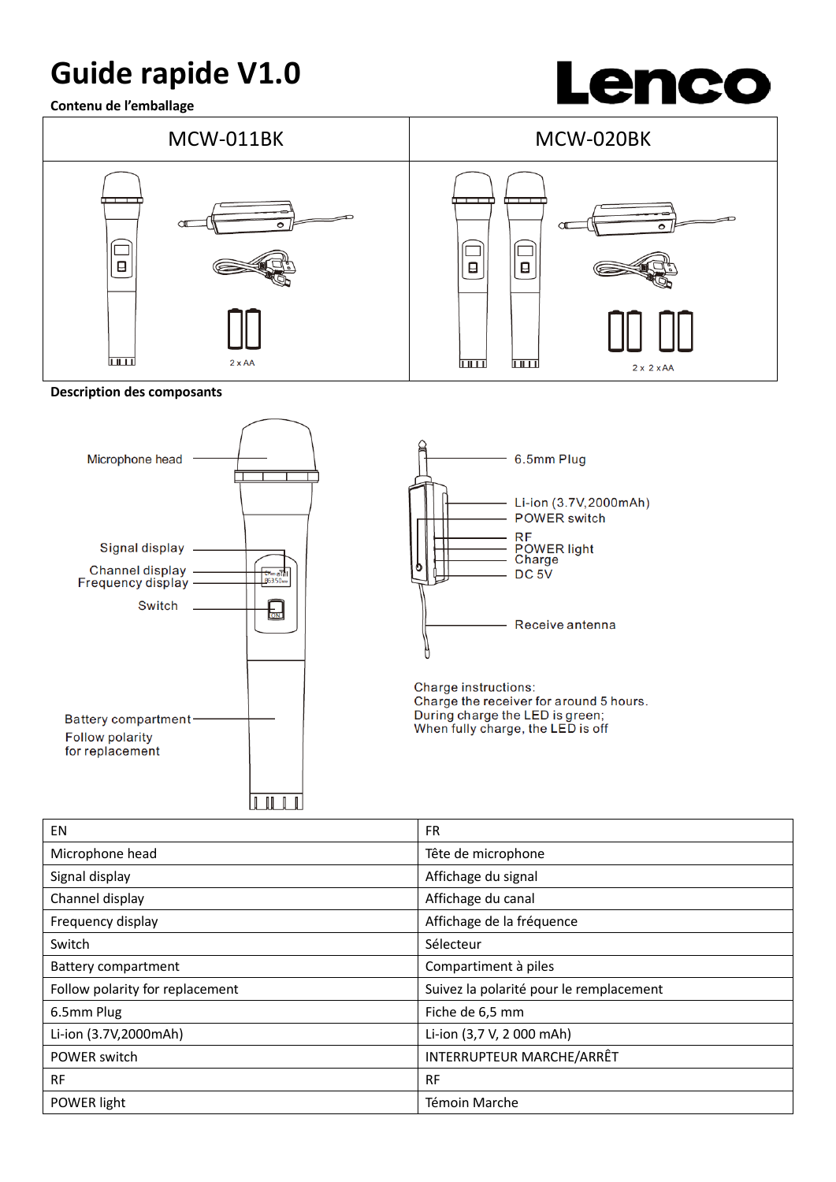# Guide rapide V1.0

**Contenu de l'emballage**

| MCW-011BK | MCW-020BK |
|---|---|
| 2 x AA | 2 x 2 x AA |

**Description des composants**

Microphone head

Signal display

Channel display

Frequency display

Switch

Battery compartment

Follow polarity for replacement

6.5mm Plug

Li-ion (3.7V,2000mAh)

POWER switch

RF

POWER light

Charge

DC 5V

Receive antenna

Charge instructions:
Charge the receiver for around 5 hours.
During charge the LED is green;
When fully charge, the LED is off

| EN | FR |
|---|---|
| Microphone head | Tête de microphone |
| Signal display | Affichage du signal |
| Channel display | Affichage du canal |
| Frequency display | Affichage de la fréquence |
| Switch | Sélecteur |
| Battery compartment | Compartiment à piles |
| Follow polarity for replacement | Suivez la polarité pour le remplacement |
| 6.5mm Plug | Fiche de 6,5 mm |
| Li-ion (3.7V,2000mAh) | Li-ion (3,7 V, 2 000 mAh) |
| POWER switch | INTERRUPTEUR MARCHE/ARRÊT |
| RF | RF |
| POWER light | Témoin Marche |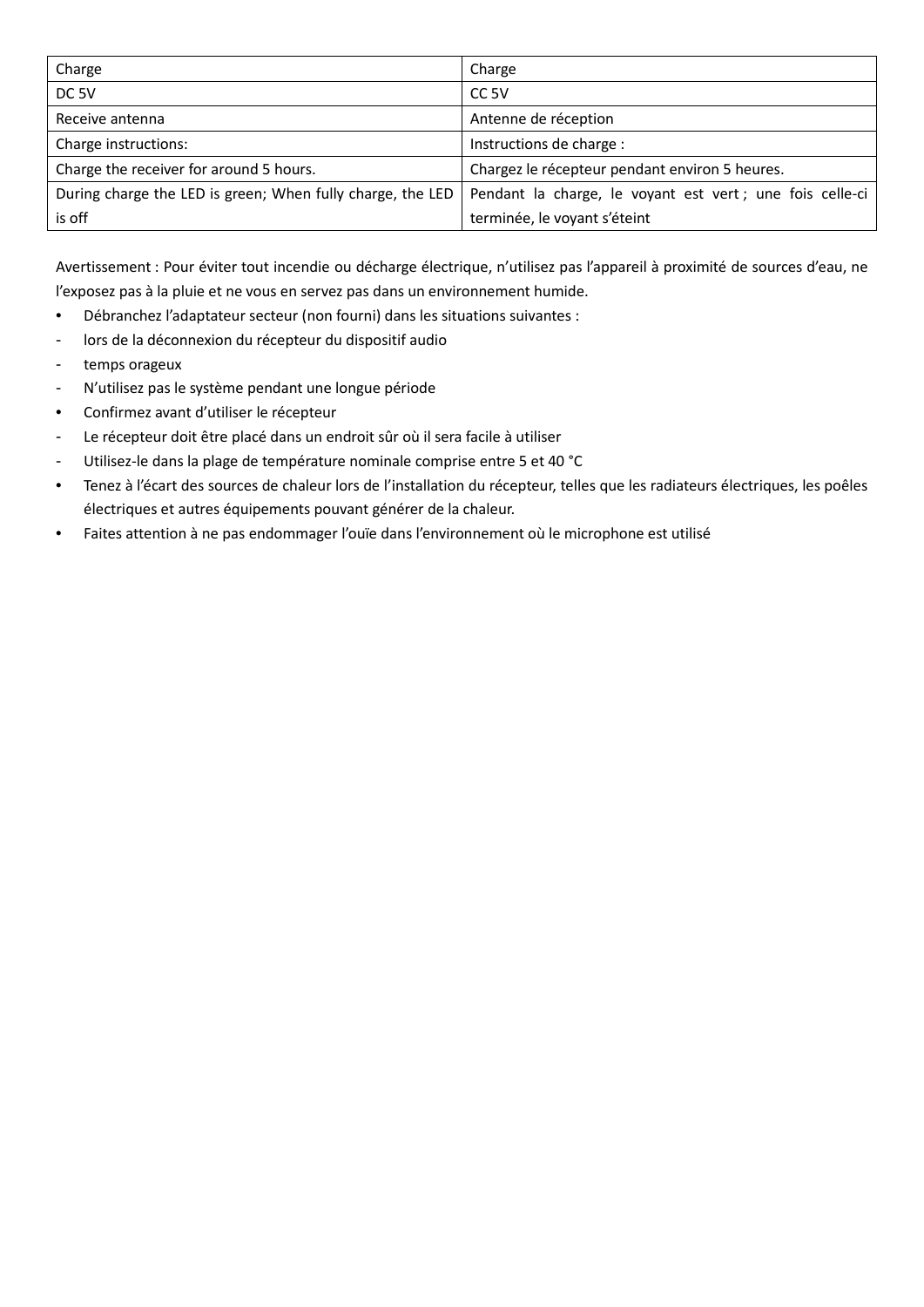| Charge | Charge |
|---|---|
| DC 5V | CC 5V |
| Receive antenna | Antenne de réception |
| Charge instructions: | Instructions de charge : |
| Charge the receiver for around 5 hours. | Chargez le récepteur pendant environ 5 heures. |
| During charge the LED is green; When fully charge, the LED is off | Pendant la charge, le voyant est vert ; une fois celle-ci terminée, le voyant s'éteint |

Avertissement : Pour éviter tout incendie ou décharge électrique, n'utilisez pas l'appareil à proximité de sources d'eau, ne l'exposez pas à la pluie et ne vous en servez pas dans un environnement humide.

- Débranchez l'adaptateur secteur (non fourni) dans les situations suivantes :
  - lors de la déconnexion du récepteur du dispositif audio
  - temps orageux
  - N'utilisez pas le système pendant une longue période
- Confirmez avant d'utiliser le récepteur
  - Le récepteur doit être placé dans un endroit sûr où il sera facile à utiliser
  - Utilisez-le dans la plage de température nominale comprise entre 5 et 40 °C
- Tenez à l'écart des sources de chaleur lors de l'installation du récepteur, telles que les radiateurs électriques, les poêles électriques et autres équipements pouvant générer de la chaleur.
- Faites attention à ne pas endommager l'ouïe dans l'environnement où le microphone est utilisé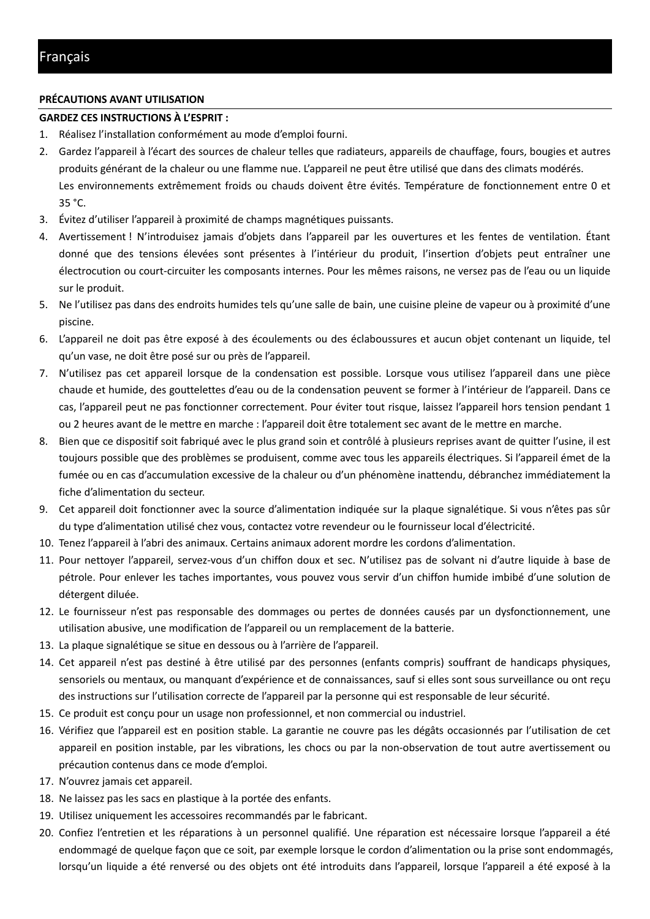# Français

**PRÉCAUTIONS AVANT UTILISATION**

**GARDEZ CES INSTRUCTIONS À L'ESPRIT :**

1. Réalisez l'installation conformément au mode d'emploi fourni.
2. Gardez l'appareil à l'écart des sources de chaleur telles que radiateurs, appareils de chauffage, fours, bougies et autres produits générant de la chaleur ou une flamme nue. L'appareil ne peut être utilisé que dans des climats modérés.
   Les environnements extrêmement froids ou chauds doivent être évités. Température de fonctionnement entre 0 et 35 °C.
3. Évitez d'utiliser l'appareil à proximité de champs magnétiques puissants.
4. Avertissement ! N'introduisez jamais d'objets dans l'appareil par les ouvertures et les fentes de ventilation. Étant donné que des tensions élevées sont présentes à l'intérieur du produit, l'insertion d'objets peut entraîner une électrocution ou court-circuiter les composants internes. Pour les mêmes raisons, ne versez pas de l'eau ou un liquide sur le produit.
5. Ne l'utilisez pas dans des endroits humides tels qu'une salle de bain, une cuisine pleine de vapeur ou à proximité d'une piscine.
6. L'appareil ne doit pas être exposé à des écoulements ou des éclaboussures et aucun objet contenant un liquide, tel qu'un vase, ne doit être posé sur ou près de l'appareil.
7. N'utilisez pas cet appareil lorsque de la condensation est possible. Lorsque vous utilisez l'appareil dans une pièce chaude et humide, des gouttelettes d'eau ou de la condensation peuvent se former à l'intérieur de l'appareil. Dans ce cas, l'appareil peut ne pas fonctionner correctement. Pour éviter tout risque, laissez l'appareil hors tension pendant 1 ou 2 heures avant de le mettre en marche : l'appareil doit être totalement sec avant de le mettre en marche.
8. Bien que ce dispositif soit fabriqué avec le plus grand soin et contrôlé à plusieurs reprises avant de quitter l'usine, il est toujours possible que des problèmes se produisent, comme avec tous les appareils électriques. Si l'appareil émet de la fumée ou en cas d'accumulation excessive de la chaleur ou d'un phénomène inattendu, débranchez immédiatement la fiche d'alimentation du secteur.
9. Cet appareil doit fonctionner avec la source d'alimentation indiquée sur la plaque signalétique. Si vous n'êtes pas sûr du type d'alimentation utilisé chez vous, contactez votre revendeur ou le fournisseur local d'électricité.
10. Tenez l'appareil à l'abri des animaux. Certains animaux adorent mordre les cordons d'alimentation.
11. Pour nettoyer l'appareil, servez-vous d'un chiffon doux et sec. N'utilisez pas de solvant ni d'autre liquide à base de pétrole. Pour enlever les taches importantes, vous pouvez vous servir d'un chiffon humide imbibé d'une solution de détergent diluée.
12. Le fournisseur n'est pas responsable des dommages ou pertes de données causés par un dysfonctionnement, une utilisation abusive, une modification de l'appareil ou un remplacement de la batterie.
13. La plaque signalétique se situe en dessous ou à l'arrière de l'appareil.
14. Cet appareil n'est pas destiné à être utilisé par des personnes (enfants compris) souffrant de handicaps physiques, sensoriels ou mentaux, ou manquant d'expérience et de connaissances, sauf si elles sont sous surveillance ou ont reçu des instructions sur l'utilisation correcte de l'appareil par la personne qui est responsable de leur sécurité.
15. Ce produit est conçu pour un usage non professionnel, et non commercial ou industriel.
16. Vérifiez que l'appareil est en position stable. La garantie ne couvre pas les dégâts occasionnés par l'utilisation de cet appareil en position instable, par les vibrations, les chocs ou par la non-observation de tout autre avertissement ou précaution contenus dans ce mode d'emploi.
17. N'ouvrez jamais cet appareil.
18. Ne laissez pas les sacs en plastique à la portée des enfants.
19. Utilisez uniquement les accessoires recommandés par le fabricant.
20. Confiez l'entretien et les réparations à un personnel qualifié. Une réparation est nécessaire lorsque l'appareil a été endommagé de quelque façon que ce soit, par exemple lorsque le cordon d'alimentation ou la prise sont endommagés, lorsqu'un liquide a été renversé ou des objets ont été introduits dans l'appareil, lorsque l'appareil a été exposé à la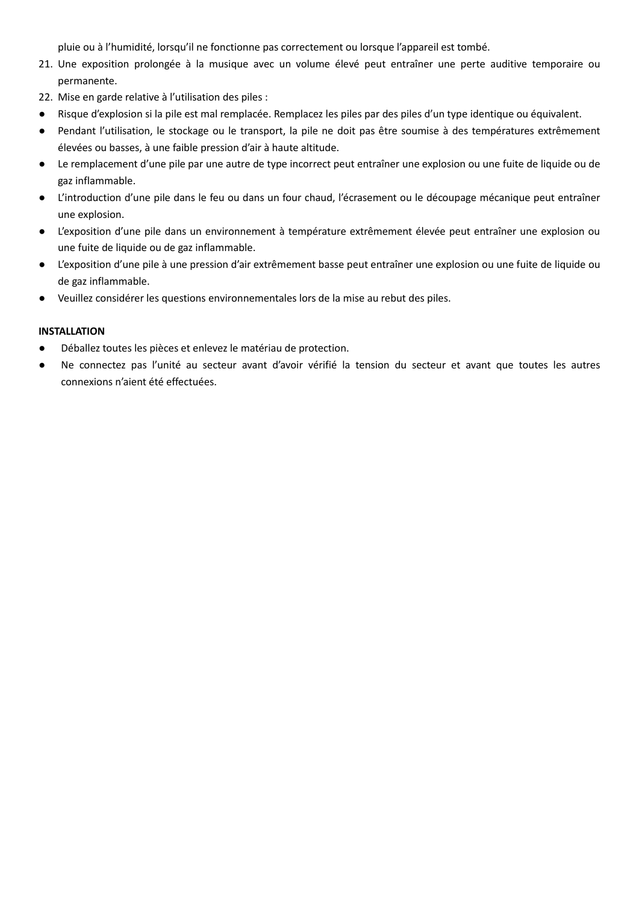pluie ou à l'humidité, lorsqu'il ne fonctionne pas correctement ou lorsque l'appareil est tombé.

21. Une exposition prolongée à la musique avec un volume élevé peut entraîner une perte auditive temporaire ou permanente.
22. Mise en garde relative à l'utilisation des piles :

- Risque d'explosion si la pile est mal remplacée. Remplacez les piles par des piles d'un type identique ou équivalent.
- Pendant l'utilisation, le stockage ou le transport, la pile ne doit pas être soumise à des températures extrêmement élevées ou basses, à une faible pression d'air à haute altitude.
- Le remplacement d'une pile par une autre de type incorrect peut entraîner une explosion ou une fuite de liquide ou de gaz inflammable.
- L'introduction d'une pile dans le feu ou dans un four chaud, l'écrasement ou le découpage mécanique peut entraîner une explosion.
- L'exposition d'une pile dans un environnement à température extrêmement élevée peut entraîner une explosion ou une fuite de liquide ou de gaz inflammable.
- L'exposition d'une pile à une pression d'air extrêmement basse peut entraîner une explosion ou une fuite de liquide ou de gaz inflammable.
- Veuillez considérer les questions environnementales lors de la mise au rebut des piles.

**INSTALLATION**

- Déballez toutes les pièces et enlevez le matériau de protection.
- Ne connectez pas l'unité au secteur avant d'avoir vérifié la tension du secteur et avant que toutes les autres connexions n'aient été effectuées.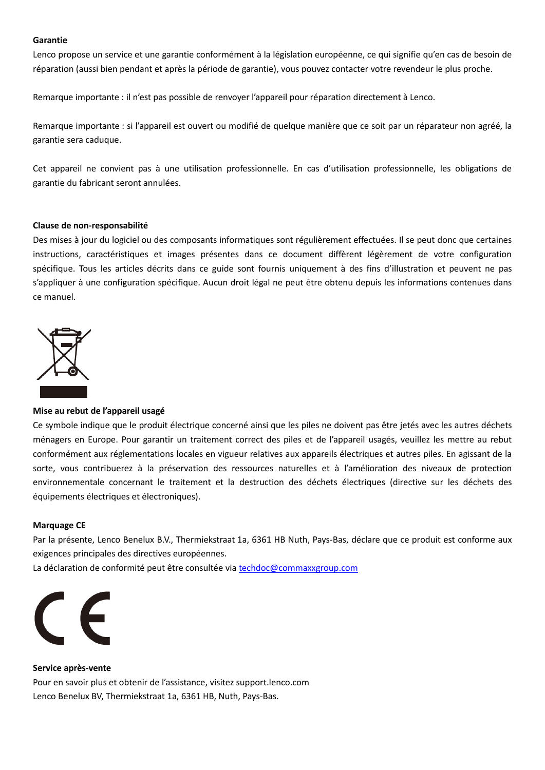**Garantie**

Lenco propose un service et une garantie conformément à la législation européenne, ce qui signifie qu'en cas de besoin de réparation (aussi bien pendant et après la période de garantie), vous pouvez contacter votre revendeur le plus proche.

Remarque importante : il n'est pas possible de renvoyer l'appareil pour réparation directement à Lenco.

Remarque importante : si l'appareil est ouvert ou modifié de quelque manière que ce soit par un réparateur non agréé, la garantie sera caduque.

Cet appareil ne convient pas à une utilisation professionnelle. En cas d'utilisation professionnelle, les obligations de garantie du fabricant seront annulées.

**Clause de non-responsabilité**

Des mises à jour du logiciel ou des composants informatiques sont régulièrement effectuées. Il se peut donc que certaines instructions, caractéristiques et images présentes dans ce document diffèrent légèrement de votre configuration spécifique. Tous les articles décrits dans ce guide sont fournis uniquement à des fins d'illustration et peuvent ne pas s'appliquer à une configuration spécifique. Aucun droit légal ne peut être obtenu depuis les informations contenues dans ce manuel.

**Mise au rebut de l'appareil usagé**

Ce symbole indique que le produit électrique concerné ainsi que les piles ne doivent pas être jetés avec les autres déchets ménagers en Europe. Pour garantir un traitement correct des piles et de l'appareil usagés, veuillez les mettre au rebut conformément aux réglementations locales en vigueur relatives aux appareils électriques et autres piles. En agissant de la sorte, vous contribuerez à la préservation des ressources naturelles et à l'amélioration des niveaux de protection environnementale concernant le traitement et la destruction des déchets électriques (directive sur les déchets des équipements électriques et électroniques).

**Marquage CE**

Par la présente, Lenco Benelux B.V., Thermiekstraat 1a, 6361 HB Nuth, Pays-Bas, déclare que ce produit est conforme aux exigences principales des directives européennes.

La déclaration de conformité peut être consultée via techdoc@commaxxgroup.com

**Service après-vente**

Pour en savoir plus et obtenir de l'assistance, visitez support.lenco.com

Lenco Benelux BV, Thermiekstraat 1a, 6361 HB, Nuth, Pays-Bas.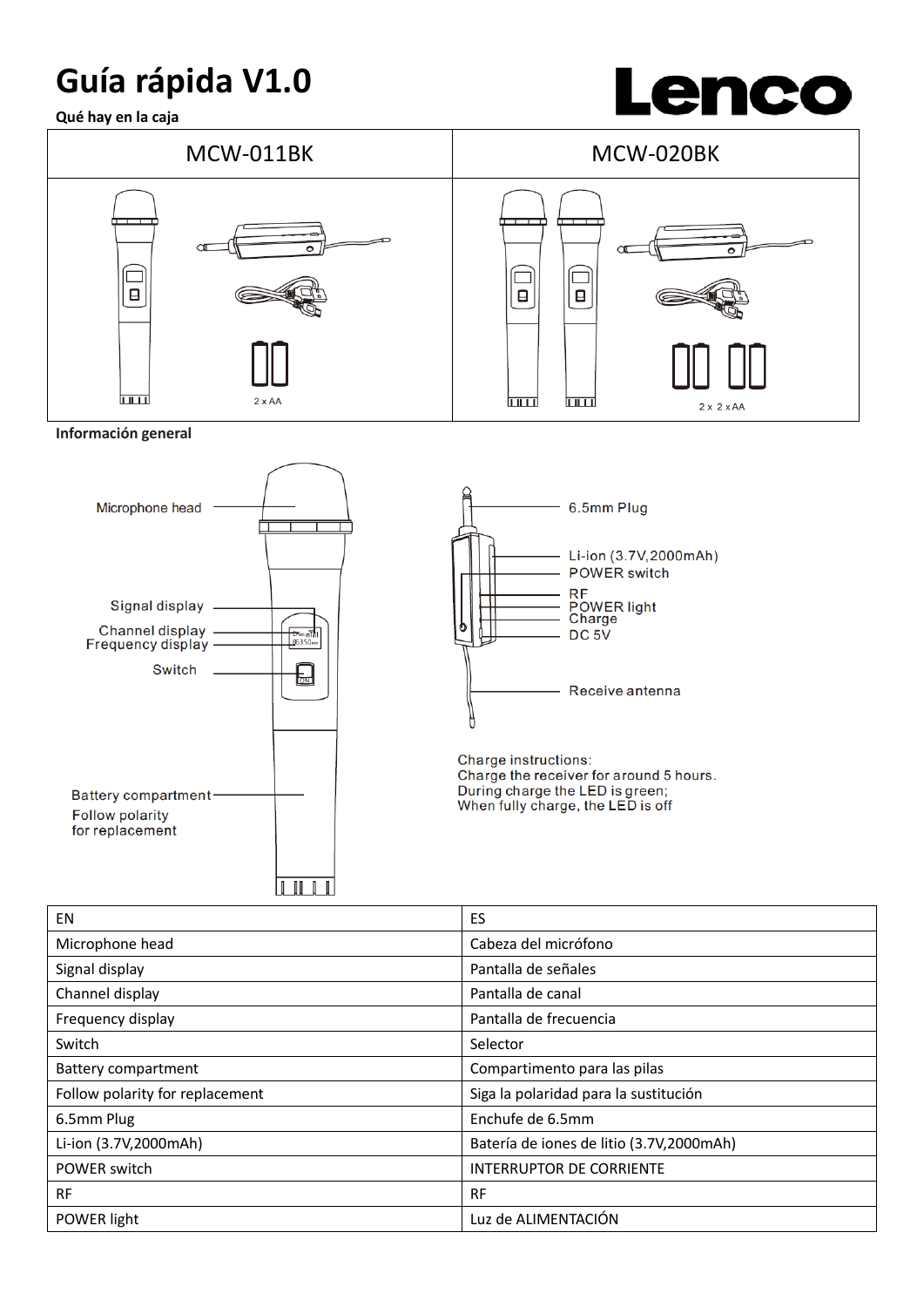# Guía rápida V1.0

**Lenco**

**Qué hay en la caja**

| MCW-011BK | MCW-020BK |
| --- | --- |
| 2 x AA | 2 x 2 x AA |

**Información general**

Microphone head

Signal display

Channel display

Frequency display

Switch

Battery compartment

Follow polarity for replacement

6.5mm Plug

Li-ion (3.7V,2000mAh)

POWER switch

RF

POWER light

Charge

DC 5V

Receive antenna

Charge instructions:
Charge the receiver for around 5 hours.
During charge the LED is green;
When fully charge, the LED is off

| EN | ES |
| --- | --- |
| Microphone head | Cabeza del micrófono |
| Signal display | Pantalla de señales |
| Channel display | Pantalla de canal |
| Frequency display | Pantalla de frecuencia |
| Switch | Selector |
| Battery compartment | Compartimento para las pilas |
| Follow polarity for replacement | Siga la polaridad para la sustitución |
| 6.5mm Plug | Enchufe de 6.5mm |
| Li-ion (3.7V,2000mAh) | Batería de iones de litio (3.7V,2000mAh) |
| POWER switch | INTERRUPTOR DE CORRIENTE |
| RF | RF |
| POWER light | Luz de ALIMENTACIÓN |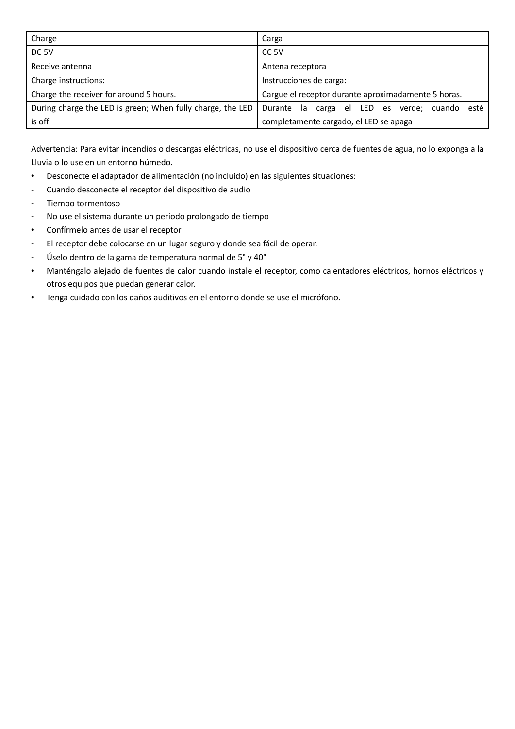| Charge | Carga |
|---|---|
| DC 5V | CC 5V |
| Receive antenna | Antena receptora |
| Charge instructions: | Instrucciones de carga: |
| Charge the receiver for around 5 hours. | Cargue el receptor durante aproximadamente 5 horas. |
| During charge the LED is green; When fully charge, the LED is off | Durante la carga el LED es verde; cuando esté completamente cargado, el LED se apaga |

Advertencia: Para evitar incendios o descargas eléctricas, no use el dispositivo cerca de fuentes de agua, no lo exponga a la Lluvia o lo use en un entorno húmedo.

- Desconecte el adaptador de alimentación (no incluido) en las siguientes situaciones:
  - Cuando desconecte el receptor del dispositivo de audio
  - Tiempo tormentoso
  - No use el sistema durante un periodo prolongado de tiempo
- Confírmelo antes de usar el receptor
  - El receptor debe colocarse en un lugar seguro y donde sea fácil de operar.
  - Úselo dentro de la gama de temperatura normal de 5° y 40°
- Manténgalo alejado de fuentes de calor cuando instale el receptor, como calentadores eléctricos, hornos eléctricos y otros equipos que puedan generar calor.
- Tenga cuidado con los daños auditivos en el entorno donde se use el micrófono.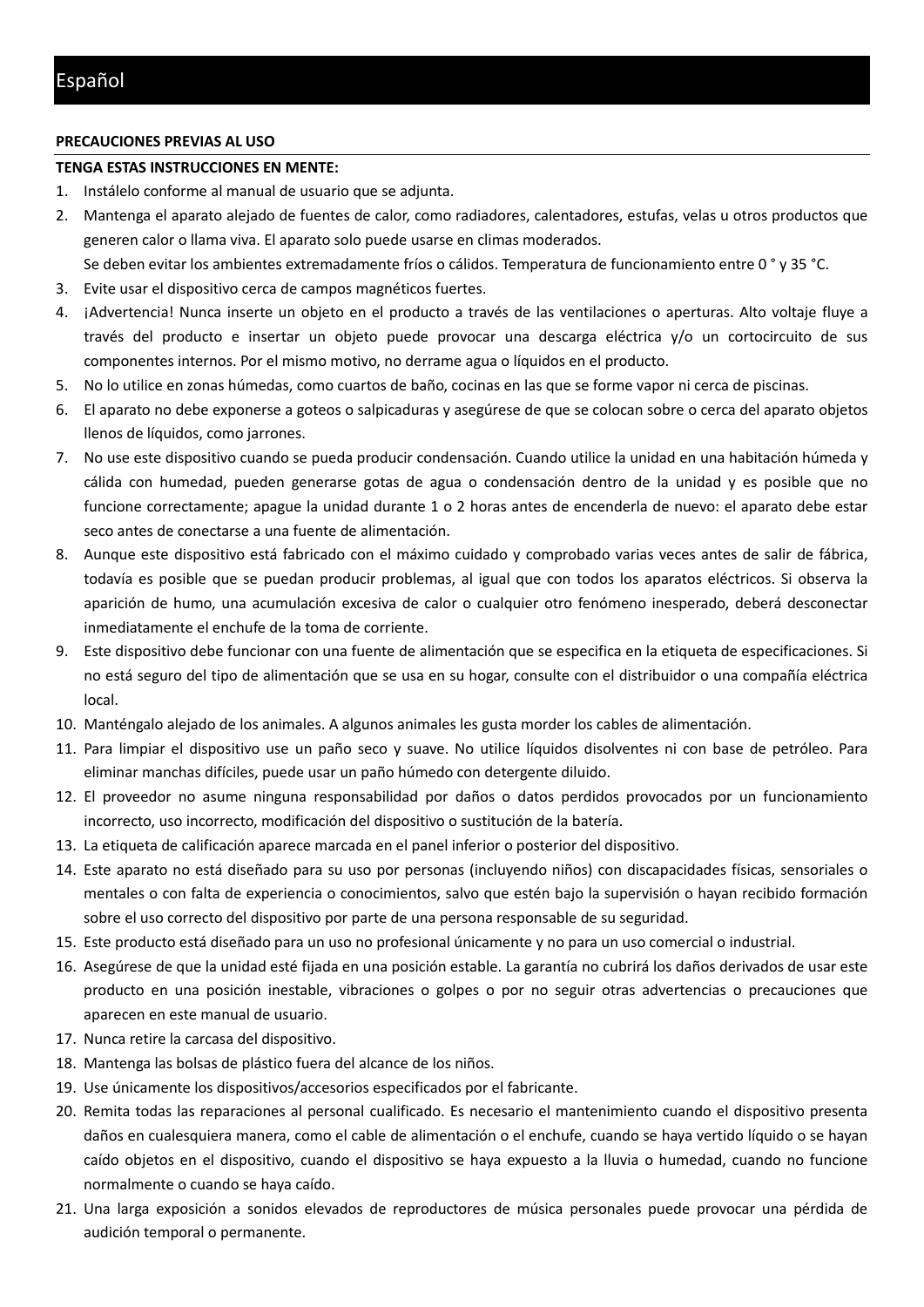# Español

**PRECAUCIONES PREVIAS AL USO**

**TENGA ESTAS INSTRUCCIONES EN MENTE:**

1. Instálelo conforme al manual de usuario que se adjunta.
2. Mantenga el aparato alejado de fuentes de calor, como radiadores, calentadores, estufas, velas u otros productos que generen calor o llama viva. El aparato solo puede usarse en climas moderados.
   Se deben evitar los ambientes extremadamente fríos o cálidos. Temperatura de funcionamiento entre 0 ° y 35 °C.
3. Evite usar el dispositivo cerca de campos magnéticos fuertes.
4. ¡Advertencia! Nunca inserte un objeto en el producto a través de las ventilaciones o aperturas. Alto voltaje fluye a través del producto e insertar un objeto puede provocar una descarga eléctrica y/o un cortocircuito de sus componentes internos. Por el mismo motivo, no derrame agua o líquidos en el producto.
5. No lo utilice en zonas húmedas, como cuartos de baño, cocinas en las que se forme vapor ni cerca de piscinas.
6. El aparato no debe exponerse a goteos o salpicaduras y asegúrese de que se colocan sobre o cerca del aparato objetos llenos de líquidos, como jarrones.
7. No use este dispositivo cuando se pueda producir condensación. Cuando utilice la unidad en una habitación húmeda y cálida con humedad, pueden generarse gotas de agua o condensación dentro de la unidad y es posible que no funcione correctamente; apague la unidad durante 1 o 2 horas antes de encenderla de nuevo: el aparato debe estar seco antes de conectarse a una fuente de alimentación.
8. Aunque este dispositivo está fabricado con el máximo cuidado y comprobado varias veces antes de salir de fábrica, todavía es posible que se puedan producir problemas, al igual que con todos los aparatos eléctricos. Si observa la aparición de humo, una acumulación excesiva de calor o cualquier otro fenómeno inesperado, deberá desconectar inmediatamente el enchufe de la toma de corriente.
9. Este dispositivo debe funcionar con una fuente de alimentación que se especifica en la etiqueta de especificaciones. Si no está seguro del tipo de alimentación que se usa en su hogar, consulte con el distribuidor o una compañía eléctrica local.
10. Manténgalo alejado de los animales. A algunos animales les gusta morder los cables de alimentación.
11. Para limpiar el dispositivo use un paño seco y suave. No utilice líquidos disolventes ni con base de petróleo. Para eliminar manchas difíciles, puede usar un paño húmedo con detergente diluido.
12. El proveedor no asume ninguna responsabilidad por daños o datos perdidos provocados por un funcionamiento incorrecto, uso incorrecto, modificación del dispositivo o sustitución de la batería.
13. La etiqueta de calificación aparece marcada en el panel inferior o posterior del dispositivo.
14. Este aparato no está diseñado para su uso por personas (incluyendo niños) con discapacidades físicas, sensoriales o mentales o con falta de experiencia o conocimientos, salvo que estén bajo la supervisión o hayan recibido formación sobre el uso correcto del dispositivo por parte de una persona responsable de su seguridad.
15. Este producto está diseñado para un uso no profesional únicamente y no para un uso comercial o industrial.
16. Asegúrese de que la unidad esté fijada en una posición estable. La garantía no cubrirá los daños derivados de usar este producto en una posición inestable, vibraciones o golpes o por no seguir otras advertencias o precauciones que aparecen en este manual de usuario.
17. Nunca retire la carcasa del dispositivo.
18. Mantenga las bolsas de plástico fuera del alcance de los niños.
19. Use únicamente los dispositivos/accesorios especificados por el fabricante.
20. Remita todas las reparaciones al personal cualificado. Es necesario el mantenimiento cuando el dispositivo presenta daños en cualesquiera manera, como el cable de alimentación o el enchufe, cuando se haya vertido líquido o se hayan caído objetos en el dispositivo, cuando el dispositivo se haya expuesto a la lluvia o humedad, cuando no funcione normalmente o cuando se haya caído.
21. Una larga exposición a sonidos elevados de reproductores de música personales puede provocar una pérdida de audición temporal o permanente.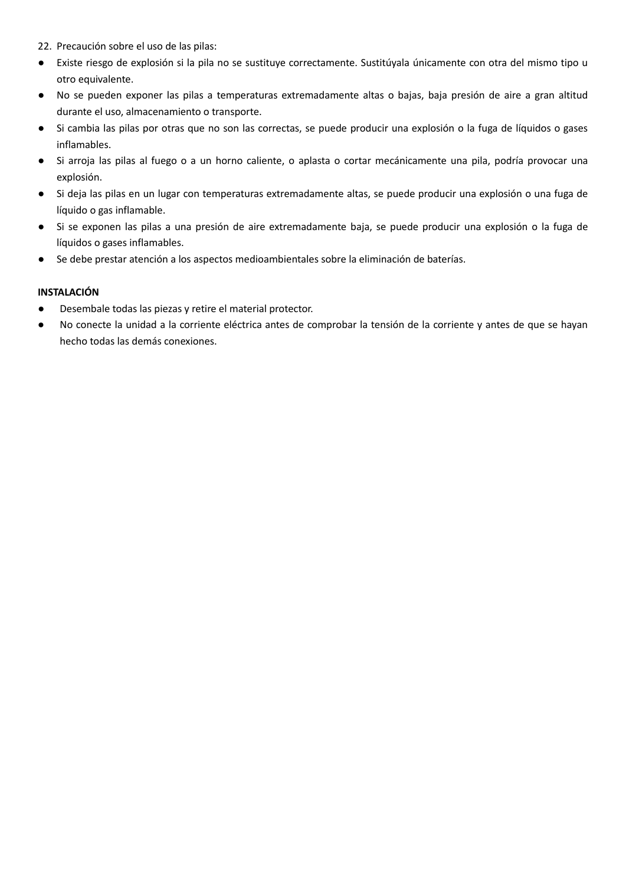22. Precaución sobre el uso de las pilas:

- Existe riesgo de explosión si la pila no se sustituye correctamente. Sustitúyala únicamente con otra del mismo tipo u otro equivalente.
- No se pueden exponer las pilas a temperaturas extremadamente altas o bajas, baja presión de aire a gran altitud durante el uso, almacenamiento o transporte.
- Si cambia las pilas por otras que no son las correctas, se puede producir una explosión o la fuga de líquidos o gases inflamables.
- Si arroja las pilas al fuego o a un horno caliente, o aplasta o cortar mecánicamente una pila, podría provocar una explosión.
- Si deja las pilas en un lugar con temperaturas extremadamente altas, se puede producir una explosión o una fuga de líquido o gas inflamable.
- Si se exponen las pilas a una presión de aire extremadamente baja, se puede producir una explosión o la fuga de líquidos o gases inflamables.
- Se debe prestar atención a los aspectos medioambientales sobre la eliminación de baterías.

**INSTALACIÓN**

- Desembale todas las piezas y retire el material protector.
- No conecte la unidad a la corriente eléctrica antes de comprobar la tensión de la corriente y antes de que se hayan hecho todas las demás conexiones.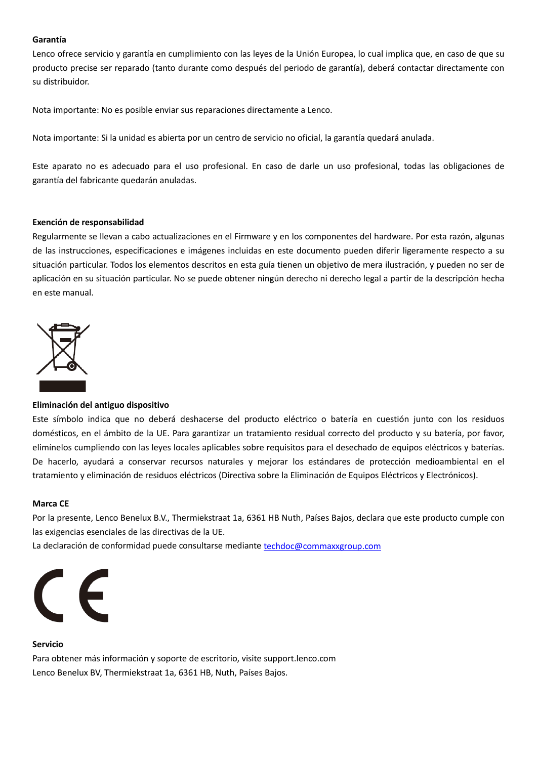**Garantía**

Lenco ofrece servicio y garantía en cumplimiento con las leyes de la Unión Europea, lo cual implica que, en caso de que su producto precise ser reparado (tanto durante como después del periodo de garantía), deberá contactar directamente con su distribuidor.

Nota importante: No es posible enviar sus reparaciones directamente a Lenco.

Nota importante: Si la unidad es abierta por un centro de servicio no oficial, la garantía quedará anulada.

Este aparato no es adecuado para el uso profesional. En caso de darle un uso profesional, todas las obligaciones de garantía del fabricante quedarán anuladas.

**Exención de responsabilidad**

Regularmente se llevan a cabo actualizaciones en el Firmware y en los componentes del hardware. Por esta razón, algunas de las instrucciones, especificaciones e imágenes incluidas en este documento pueden diferir ligeramente respecto a su situación particular. Todos los elementos descritos en esta guía tienen un objetivo de mera ilustración, y pueden no ser de aplicación en su situación particular. No se puede obtener ningún derecho ni derecho legal a partir de la descripción hecha en este manual.

**Eliminación del antiguo dispositivo**

Este símbolo indica que no deberá deshacerse del producto eléctrico o batería en cuestión junto con los residuos domésticos, en el ámbito de la UE. Para garantizar un tratamiento residual correcto del producto y su batería, por favor, elimínelos cumpliendo con las leyes locales aplicables sobre requisitos para el desechado de equipos eléctricos y baterías. De hacerlo, ayudará a conservar recursos naturales y mejorar los estándares de protección medioambiental en el tratamiento y eliminación de residuos eléctricos (Directiva sobre la Eliminación de Equipos Eléctricos y Electrónicos).

**Marca CE**

Por la presente, Lenco Benelux B.V., Thermiekstraat 1a, 6361 HB Nuth, Países Bajos, declara que este producto cumple con las exigencias esenciales de las directivas de la UE.
La declaración de conformidad puede consultarse mediante techdoc@commaxxgroup.com

**Servicio**

Para obtener más información y soporte de escritorio, visite support.lenco.com
Lenco Benelux BV, Thermiekstraat 1a, 6361 HB, Nuth, Países Bajos.